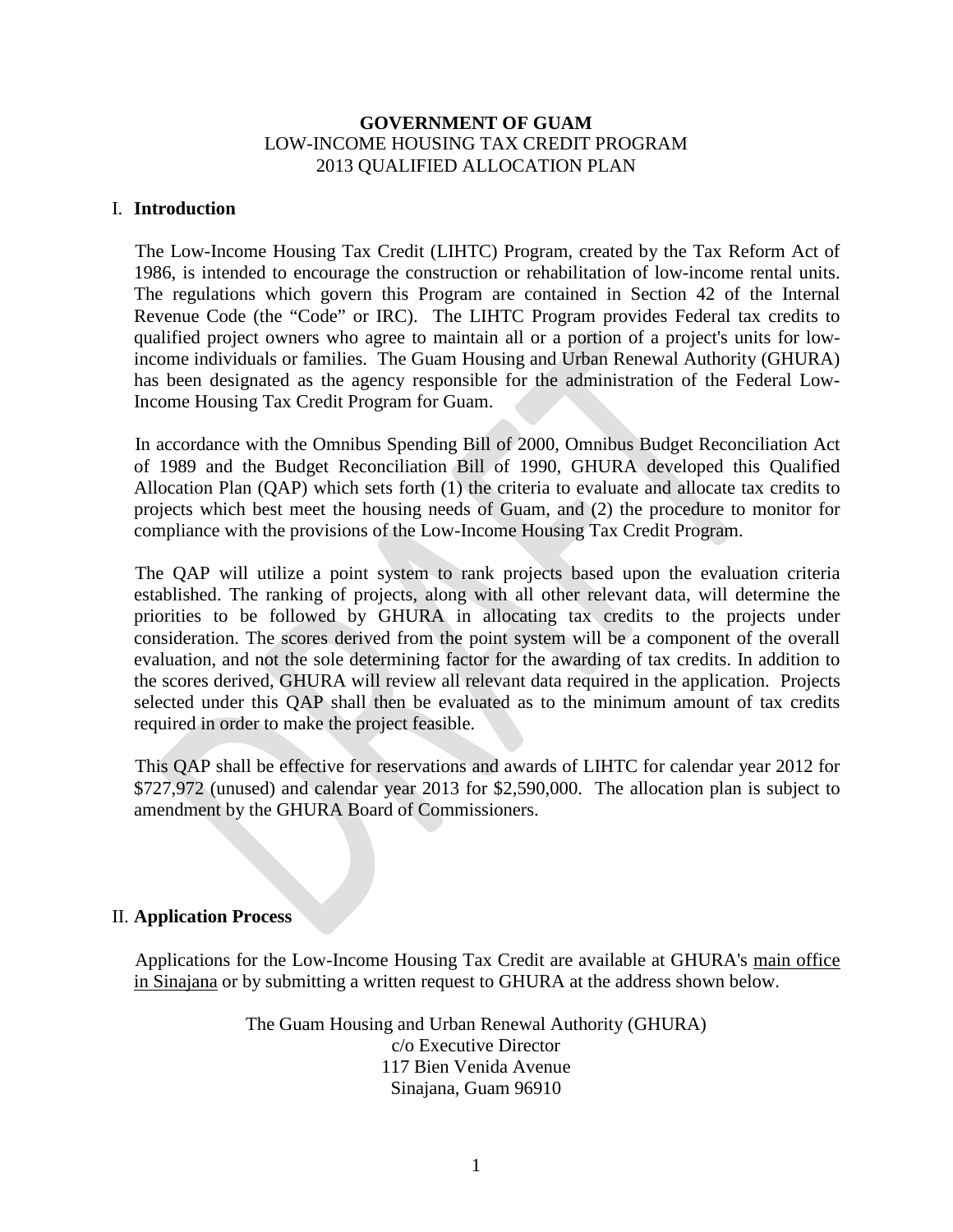**GOVERNMENT OF GUAM**
LOW-INCOME HOUSING TAX CREDIT PROGRAM
2013 QUALIFIED ALLOCATION PLAN

## I. Introduction

The Low-Income Housing Tax Credit (LIHTC) Program, created by the Tax Reform Act of 1986, is intended to encourage the construction or rehabilitation of low-income rental units. The regulations which govern this Program are contained in Section 42 of the Internal Revenue Code (the "Code" or IRC). The LIHTC Program provides Federal tax credits to qualified project owners who agree to maintain all or a portion of a project's units for low-income individuals or families. The Guam Housing and Urban Renewal Authority (GHURA) has been designated as the agency responsible for the administration of the Federal Low-Income Housing Tax Credit Program for Guam.

In accordance with the Omnibus Spending Bill of 2000, Omnibus Budget Reconciliation Act of 1989 and the Budget Reconciliation Bill of 1990, GHURA developed this Qualified Allocation Plan (QAP) which sets forth (1) the criteria to evaluate and allocate tax credits to projects which best meet the housing needs of Guam, and (2) the procedure to monitor for compliance with the provisions of the Low-Income Housing Tax Credit Program.

The QAP will utilize a point system to rank projects based upon the evaluation criteria established. The ranking of projects, along with all other relevant data, will determine the priorities to be followed by GHURA in allocating tax credits to the projects under consideration. The scores derived from the point system will be a component of the overall evaluation, and not the sole determining factor for the awarding of tax credits. In addition to the scores derived, GHURA will review all relevant data required in the application. Projects selected under this QAP shall then be evaluated as to the minimum amount of tax credits required in order to make the project feasible.

This QAP shall be effective for reservations and awards of LIHTC for calendar year 2012 for $727,972 (unused) and calendar year 2013 for $2,590,000. The allocation plan is subject to amendment by the GHURA Board of Commissioners.

## II. Application Process

Applications for the Low-Income Housing Tax Credit are available at GHURA's main office in Sinajana or by submitting a written request to GHURA at the address shown below.

The Guam Housing and Urban Renewal Authority (GHURA)
c/o Executive Director
117 Bien Venida Avenue
Sinajana, Guam 96910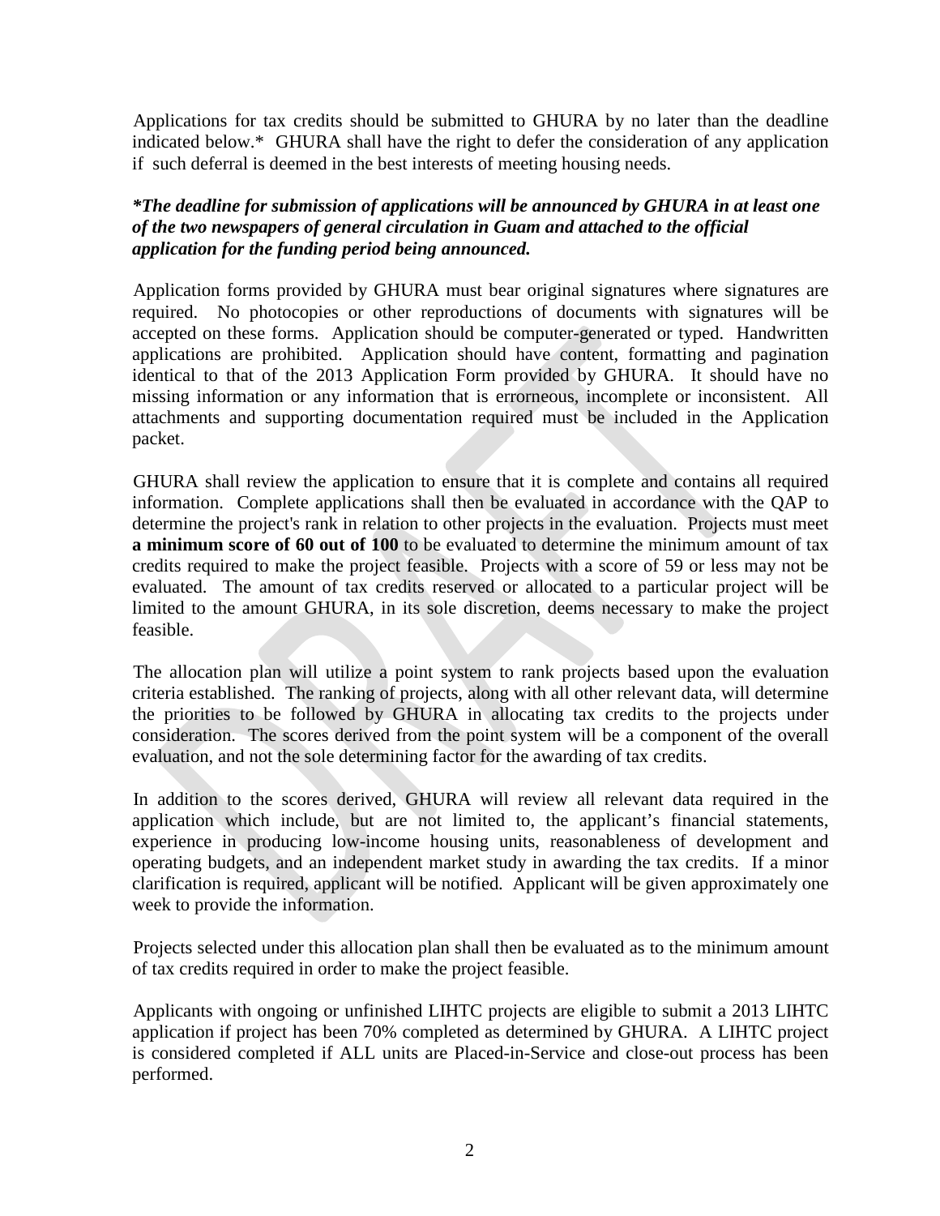Applications for tax credits should be submitted to GHURA by no later than the deadline indicated below.* GHURA shall have the right to defer the consideration of any application if such deferral is deemed in the best interests of meeting housing needs.

***The deadline for submission of applications will be announced by GHURA in at least one of the two newspapers of general circulation in Guam and attached to the official application for the funding period being announced.***

Application forms provided by GHURA must bear original signatures where signatures are required. No photocopies or other reproductions of documents with signatures will be accepted on these forms. Application should be computer-generated or typed. Handwritten applications are prohibited. Application should have content, formatting and pagination identical to that of the 2013 Application Form provided by GHURA. It should have no missing information or any information that is erroneous, incomplete or inconsistent. All attachments and supporting documentation required must be included in the Application packet.

GHURA shall review the application to ensure that it is complete and contains all required information. Complete applications shall then be evaluated in accordance with the QAP to determine the project's rank in relation to other projects in the evaluation. Projects must meet **a minimum score of 60 out of 100** to be evaluated to determine the minimum amount of tax credits required to make the project feasible. Projects with a score of 59 or less may not be evaluated. The amount of tax credits reserved or allocated to a particular project will be limited to the amount GHURA, in its sole discretion, deems necessary to make the project feasible.

The allocation plan will utilize a point system to rank projects based upon the evaluation criteria established. The ranking of projects, along with all other relevant data, will determine the priorities to be followed by GHURA in allocating tax credits to the projects under consideration. The scores derived from the point system will be a component of the overall evaluation, and not the sole determining factor for the awarding of tax credits.

In addition to the scores derived, GHURA will review all relevant data required in the application which include, but are not limited to, the applicant's financial statements, experience in producing low-income housing units, reasonableness of development and operating budgets, and an independent market study in awarding the tax credits. If a minor clarification is required, applicant will be notified. Applicant will be given approximately one week to provide the information.

Projects selected under this allocation plan shall then be evaluated as to the minimum amount of tax credits required in order to make the project feasible.

Applicants with ongoing or unfinished LIHTC projects are eligible to submit a 2013 LIHTC application if project has been 70% completed as determined by GHURA. A LIHTC project is considered completed if ALL units are Placed-in-Service and close-out process has been performed.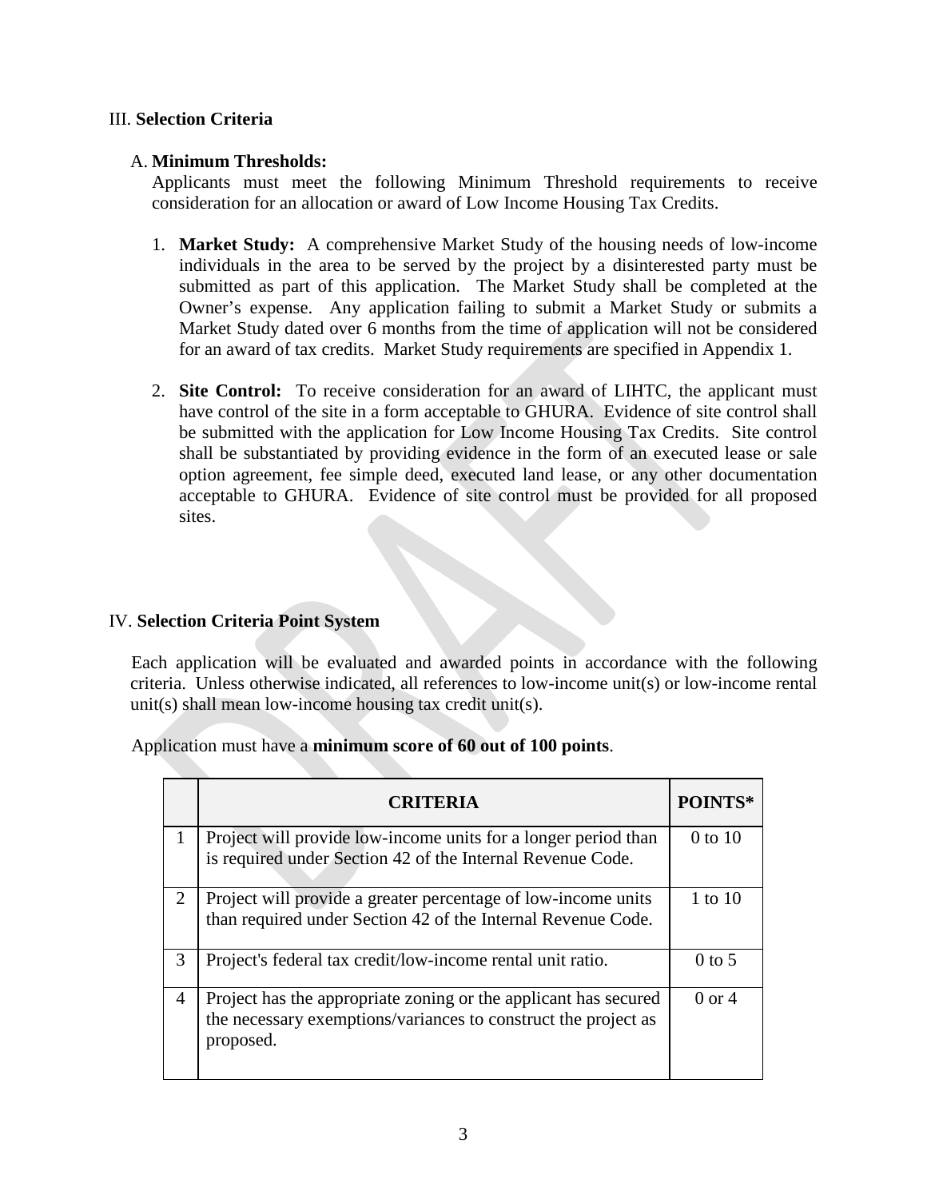## III. **Selection Criteria**

### A. **Minimum Thresholds:**

Applicants must meet the following Minimum Threshold requirements to receive consideration for an allocation or award of Low Income Housing Tax Credits.

1. **Market Study:** A comprehensive Market Study of the housing needs of low-income individuals in the area to be served by the project by a disinterested party must be submitted as part of this application. The Market Study shall be completed at the Owner's expense. Any application failing to submit a Market Study or submits a Market Study dated over 6 months from the time of application will not be considered for an award of tax credits. Market Study requirements are specified in Appendix 1.

2. **Site Control:** To receive consideration for an award of LIHTC, the applicant must have control of the site in a form acceptable to GHURA. Evidence of site control shall be submitted with the application for Low Income Housing Tax Credits. Site control shall be substantiated by providing evidence in the form of an executed lease or sale option agreement, fee simple deed, executed land lease, or any other documentation acceptable to GHURA. Evidence of site control must be provided for all proposed sites.

## IV. **Selection Criteria Point System**

Each application will be evaluated and awarded points in accordance with the following criteria. Unless otherwise indicated, all references to low-income unit(s) or low-income rental unit(s) shall mean low-income housing tax credit unit(s).

Application must have a **minimum score of 60 out of 100 points**.

| | CRITERIA | POINTS* |
|---|---|---|
| 1 | Project will provide low-income units for a longer period than is required under Section 42 of the Internal Revenue Code. | 0 to 10 |
| 2 | Project will provide a greater percentage of low-income units than required under Section 42 of the Internal Revenue Code. | 1 to 10 |
| 3 | Project's federal tax credit/low-income rental unit ratio. | 0 to 5 |
| 4 | Project has the appropriate zoning or the applicant has secured the necessary exemptions/variances to construct the project as proposed. | 0 or 4 |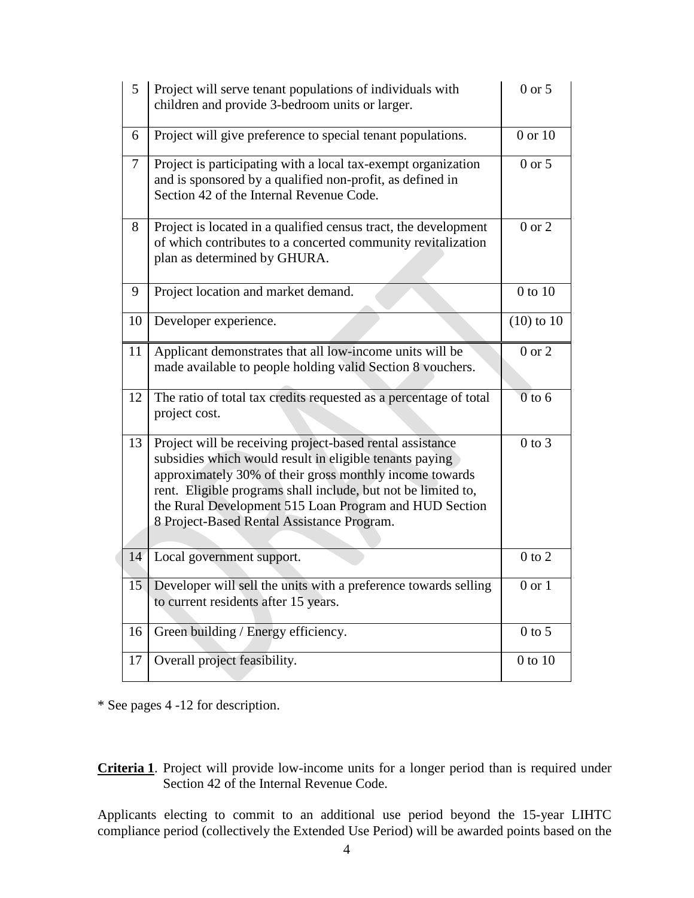| | | |
|---|---|---|
| 5 | Project will serve tenant populations of individuals with children and provide 3-bedroom units or larger. | 0 or 5 |
| 6 | Project will give preference to special tenant populations. | 0 or 10 |
| 7 | Project is participating with a local tax-exempt organization and is sponsored by a qualified non-profit, as defined in Section 42 of the Internal Revenue Code. | 0 or 5 |
| 8 | Project is located in a qualified census tract, the development of which contributes to a concerted community revitalization plan as determined by GHURA. | 0 or 2 |
| 9 | Project location and market demand. | 0 to 10 |
| 10 | Developer experience. | (10) to 10 |
| 11 | Applicant demonstrates that all low-income units will be made available to people holding valid Section 8 vouchers. | 0 or 2 |
| 12 | The ratio of total tax credits requested as a percentage of total project cost. | 0 to 6 |
| 13 | Project will be receiving project-based rental assistance subsidies which would result in eligible tenants paying approximately 30% of their gross monthly income towards rent. Eligible programs shall include, but not be limited to, the Rural Development 515 Loan Program and HUD Section 8 Project-Based Rental Assistance Program. | 0 to 3 |
| 14 | Local government support. | 0 to 2 |
| 15 | Developer will sell the units with a preference towards selling to current residents after 15 years. | 0 or 1 |
| 16 | Green building / Energy efficiency. | 0 to 5 |
| 17 | Overall project feasibility. | 0 to 10 |

* See pages 4 -12 for description.

**Criteria 1**. Project will provide low-income units for a longer period than is required under Section 42 of the Internal Revenue Code.

Applicants electing to commit to an additional use period beyond the 15-year LIHTC compliance period (collectively the Extended Use Period) will be awarded points based on the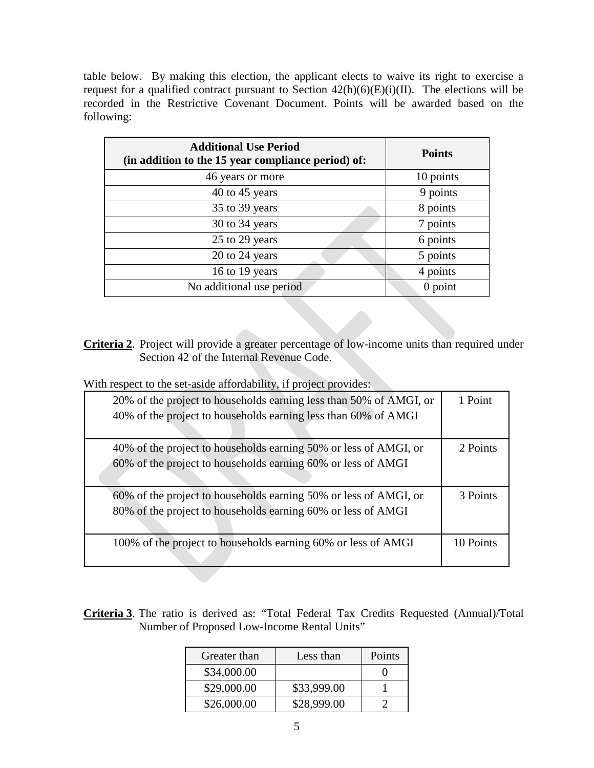table below. By making this election, the applicant elects to waive its right to exercise a request for a qualified contract pursuant to Section 42(h)(6)(E)(i)(II). The elections will be recorded in the Restrictive Covenant Document. Points will be awarded based on the following:

| Additional Use Period (in addition to the 15 year compliance period) of: | Points |
|---|---|
| 46 years or more | 10 points |
| 40 to 45 years | 9 points |
| 35 to 39 years | 8 points |
| 30 to 34 years | 7 points |
| 25 to 29 years | 6 points |
| 20 to 24 years | 5 points |
| 16 to 19 years | 4 points |
| No additional use period | 0 point |

**Criteria 2**. Project will provide a greater percentage of low-income units than required under Section 42 of the Internal Revenue Code.

With respect to the set-aside affordability, if project provides:

| | |
|---|---|
| 20% of the project to households earning less than 50% of AMGI, or 40% of the project to households earning less than 60% of AMGI | 1 Point |
| 40% of the project to households earning 50% or less of AMGI, or 60% of the project to households earning 60% or less of AMGI | 2 Points |
| 60% of the project to households earning 50% or less of AMGI, or 80% of the project to households earning 60% or less of AMGI | 3 Points |
| 100% of the project to households earning 60% or less of AMGI | 10 Points |

**Criteria 3**. The ratio is derived as: "Total Federal Tax Credits Requested (Annual)/Total Number of Proposed Low-Income Rental Units"

| Greater than | Less than | Points |
|---|---|---|
| $34,000.00 | | 0 |
| $29,000.00 | $33,999.00 | 1 |
| $26,000.00 | $28,999.00 | 2 |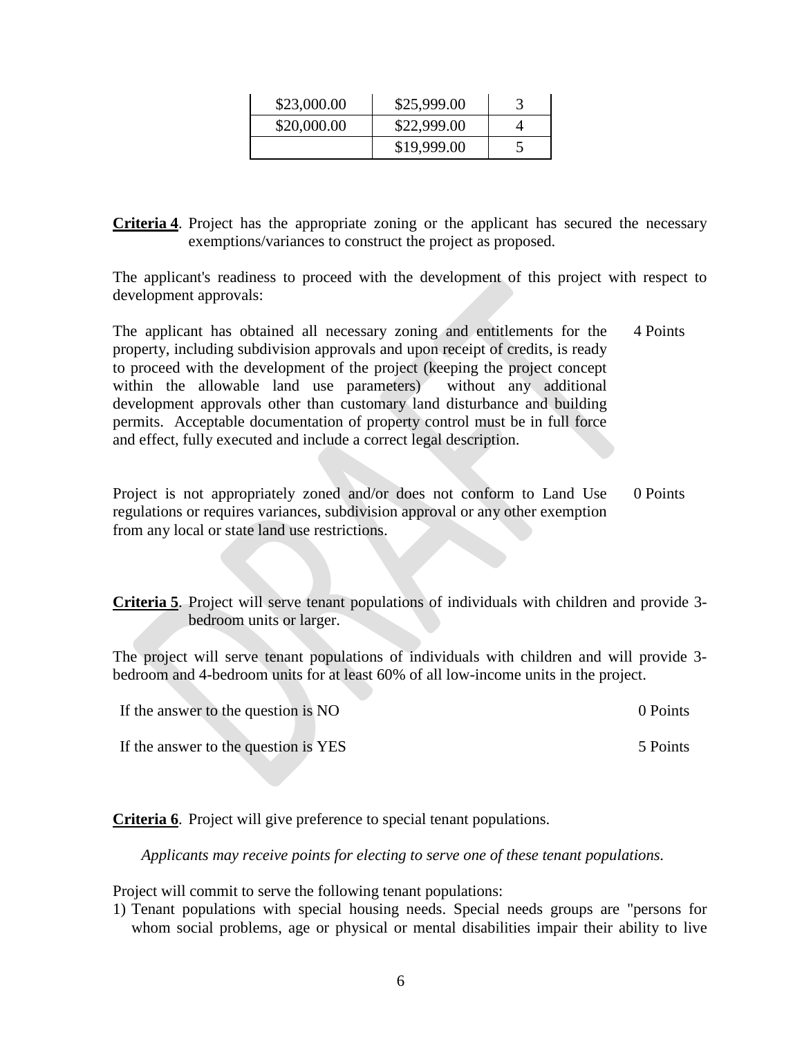| \$23,000.00 | \$25,999.00 | 3 |
|---|---|---|
| \$20,000.00 | \$22,999.00 | 4 |
| | \$19,999.00 | 5 |

**Criteria 4**. Project has the appropriate zoning or the applicant has secured the necessary exemptions/variances to construct the project as proposed.

The applicant's readiness to proceed with the development of this project with respect to development approvals:

The applicant has obtained all necessary zoning and entitlements for the property, including subdivision approvals and upon receipt of credits, is ready to proceed with the development of the project (keeping the project concept within the allowable land use parameters) without any additional development approvals other than customary land disturbance and building permits. Acceptable documentation of property control must be in full force and effect, fully executed and include a correct legal description. — 4 Points

Project is not appropriately zoned and/or does not conform to Land Use regulations or requires variances, subdivision approval or any other exemption from any local or state land use restrictions. — 0 Points

**Criteria 5**. Project will serve tenant populations of individuals with children and provide 3-bedroom units or larger.

The project will serve tenant populations of individuals with children and will provide 3-bedroom and 4-bedroom units for at least 60% of all low-income units in the project.

If the answer to the question is NO — 0 Points

If the answer to the question is YES — 5 Points

**Criteria 6**. Project will give preference to special tenant populations.

*Applicants may receive points for electing to serve one of these tenant populations.*

Project will commit to serve the following tenant populations:

1) Tenant populations with special housing needs. Special needs groups are "persons for whom social problems, age or physical or mental disabilities impair their ability to live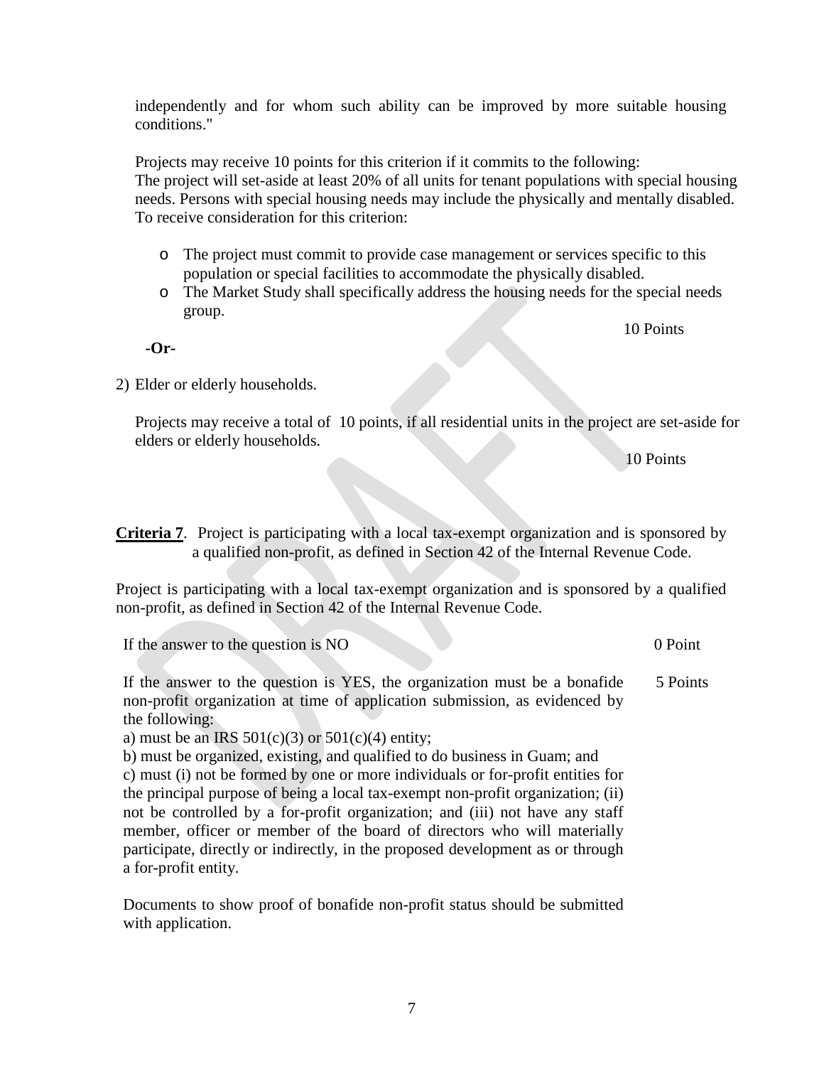independently and for whom such ability can be improved by more suitable housing conditions."

Projects may receive 10 points for this criterion if it commits to the following:
The project will set-aside at least 20% of all units for tenant populations with special housing needs. Persons with special housing needs may include the physically and mentally disabled. To receive consideration for this criterion:

- The project must commit to provide case management or services specific to this population or special facilities to accommodate the physically disabled.
- The Market Study shall specifically address the housing needs for the special needs group.

10 Points

**-Or-**

2) Elder or elderly households.

Projects may receive a total of 10 points, if all residential units in the project are set-aside for elders or elderly households.

10 Points

**Criteria 7**. Project is participating with a local tax-exempt organization and is sponsored by a qualified non-profit, as defined in Section 42 of the Internal Revenue Code.

Project is participating with a local tax-exempt organization and is sponsored by a qualified non-profit, as defined in Section 42 of the Internal Revenue Code.

| | |
|---|---|
| If the answer to the question is NO | 0 Point |
| If the answer to the question is YES, the organization must be a bonafide non-profit organization at time of application submission, as evidenced by the following:<br>a) must be an IRS 501(c)(3) or 501(c)(4) entity;<br>b) must be organized, existing, and qualified to do business in Guam; and<br>c) must (i) not be formed by one or more individuals or for-profit entities for the principal purpose of being a local tax-exempt non-profit organization; (ii) not be controlled by a for-profit organization; and (iii) not have any staff member, officer or member of the board of directors who will materially participate, directly or indirectly, in the proposed development as or through a for-profit entity.<br><br>Documents to show proof of bonafide non-profit status should be submitted with application. | 5 Points |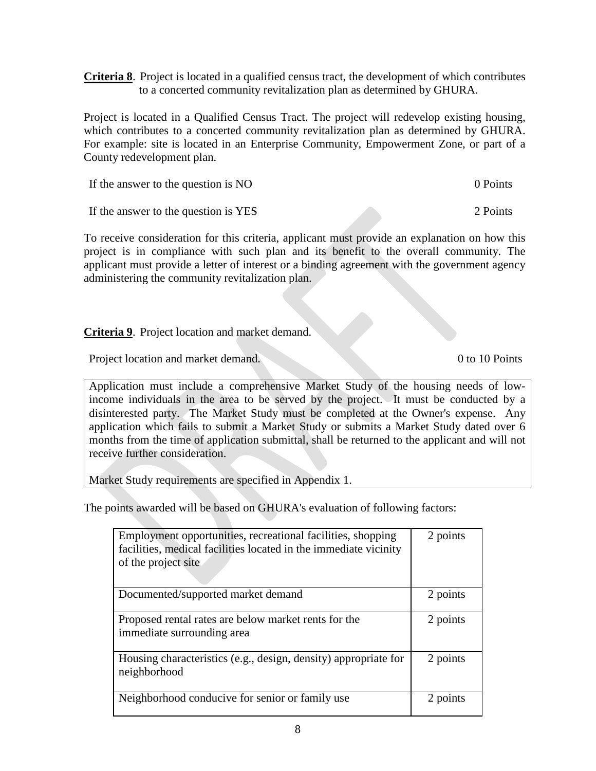**Criteria 8**. Project is located in a qualified census tract, the development of which contributes to a concerted community revitalization plan as determined by GHURA.

Project is located in a Qualified Census Tract. The project will redevelop existing housing, which contributes to a concerted community revitalization plan as determined by GHURA. For example: site is located in an Enterprise Community, Empowerment Zone, or part of a County redevelopment plan.

| | |
|---|---|
| If the answer to the question is NO | 0 Points |
| If the answer to the question is YES | 2 Points |

To receive consideration for this criteria, applicant must provide an explanation on how this project is in compliance with such plan and its benefit to the overall community. The applicant must provide a letter of interest or a binding agreement with the government agency administering the community revitalization plan.

**Criteria 9**. Project location and market demand.

| | |
|---|---|
| Project location and market demand. | 0 to 10 Points |

Application must include a comprehensive Market Study of the housing needs of low-income individuals in the area to be served by the project. It must be conducted by a disinterested party. The Market Study must be completed at the Owner's expense. Any application which fails to submit a Market Study or submits a Market Study dated over 6 months from the time of application submittal, shall be returned to the applicant and will not receive further consideration.

Market Study requirements are specified in Appendix 1.

The points awarded will be based on GHURA's evaluation of following factors:

| Factor | Points |
|---|---|
| Employment opportunities, recreational facilities, shopping facilities, medical facilities located in the immediate vicinity of the project site | 2 points |
| Documented/supported market demand | 2 points |
| Proposed rental rates are below market rents for the immediate surrounding area | 2 points |
| Housing characteristics (e.g., design, density) appropriate for neighborhood | 2 points |
| Neighborhood conducive for senior or family use | 2 points |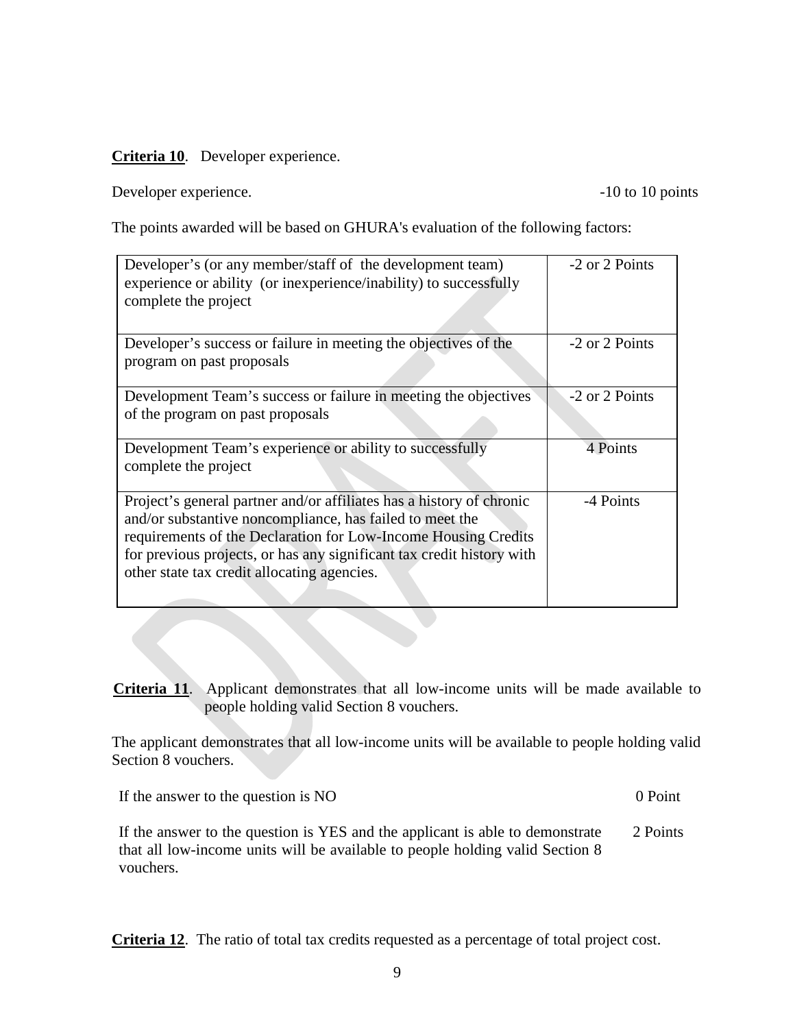**Criteria 10**. Developer experience.

Developer experience. -10 to 10 points

The points awarded will be based on GHURA's evaluation of the following factors:

| | |
|---|---|
| Developer's (or any member/staff of the development team) experience or ability (or inexperience/inability) to successfully complete the project | -2 or 2 Points |
| Developer's success or failure in meeting the objectives of the program on past proposals | -2 or 2 Points |
| Development Team's success or failure in meeting the objectives of the program on past proposals | -2 or 2 Points |
| Development Team's experience or ability to successfully complete the project | 4 Points |
| Project's general partner and/or affiliates has a history of chronic and/or substantive noncompliance, has failed to meet the requirements of the Declaration for Low-Income Housing Credits for previous projects, or has any significant tax credit history with other state tax credit allocating agencies. | -4 Points |

**Criteria 11**. Applicant demonstrates that all low-income units will be made available to people holding valid Section 8 vouchers.

The applicant demonstrates that all low-income units will be available to people holding valid Section 8 vouchers.

If the answer to the question is NO 0 Point

If the answer to the question is YES and the applicant is able to demonstrate that all low-income units will be available to people holding valid Section 8 vouchers. 2 Points

**Criteria 12**. The ratio of total tax credits requested as a percentage of total project cost.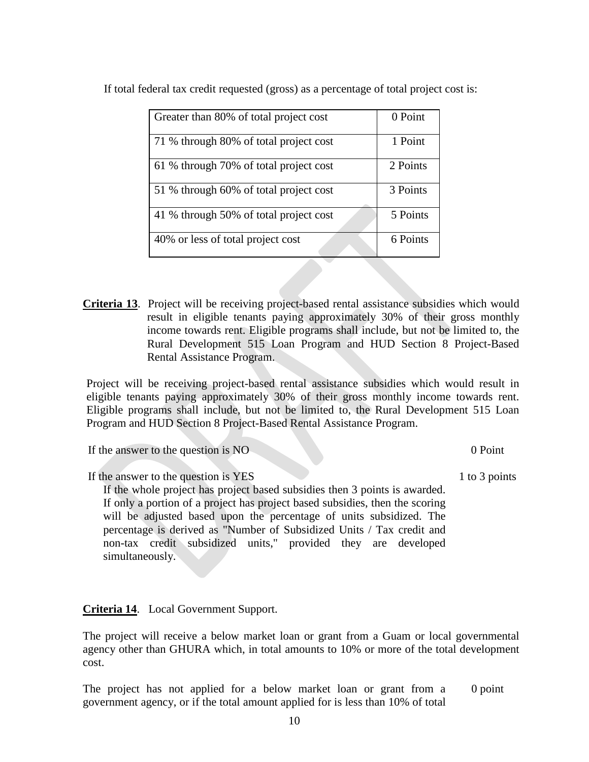If total federal tax credit requested (gross) as a percentage of total project cost is:

| | |
|---|---|
| Greater than 80% of total project cost | 0 Point |
| 71 % through 80% of total project cost | 1 Point |
| 61 % through 70% of total project cost | 2 Points |
| 51 % through 60% of total project cost | 3 Points |
| 41 % through 50% of total project cost | 5 Points |
| 40% or less of total project cost | 6 Points |

**Criteria 13**. Project will be receiving project-based rental assistance subsidies which would result in eligible tenants paying approximately 30% of their gross monthly income towards rent. Eligible programs shall include, but not be limited to, the Rural Development 515 Loan Program and HUD Section 8 Project-Based Rental Assistance Program.

Project will be receiving project-based rental assistance subsidies which would result in eligible tenants paying approximately 30% of their gross monthly income towards rent. Eligible programs shall include, but not be limited to, the Rural Development 515 Loan Program and HUD Section 8 Project-Based Rental Assistance Program.

If the answer to the question is NO — 0 Point

If the answer to the question is YES — 1 to 3 points

If the whole project has project based subsidies then 3 points is awarded. If only a portion of a project has project based subsidies, then the scoring will be adjusted based upon the percentage of units subsidized. The percentage is derived as "Number of Subsidized Units / Tax credit and non-tax credit subsidized units," provided they are developed simultaneously.

**Criteria 14**. Local Government Support.

The project will receive a below market loan or grant from a Guam or local governmental agency other than GHURA which, in total amounts to 10% or more of the total development cost.

The project has not applied for a below market loan or grant from a government agency, or if the total amount applied for is less than 10% of total — 0 point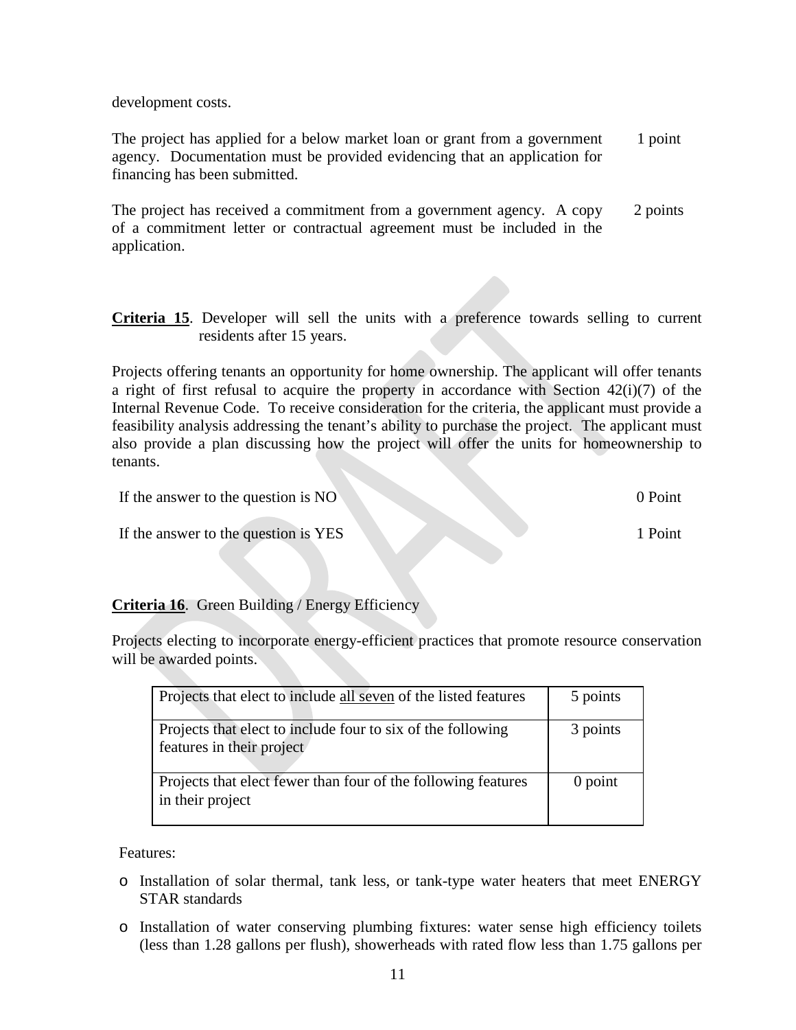development costs.

| | |
|---|---|
| The project has applied for a below market loan or grant from a government agency. Documentation must be provided evidencing that an application for financing has been submitted. | 1 point |
| The project has received a commitment from a government agency. A copy of a commitment letter or contractual agreement must be included in the application. | 2 points |

**Criteria 15**. Developer will sell the units with a preference towards selling to current residents after 15 years.

Projects offering tenants an opportunity for home ownership. The applicant will offer tenants a right of first refusal to acquire the property in accordance with Section 42(i)(7) of the Internal Revenue Code. To receive consideration for the criteria, the applicant must provide a feasibility analysis addressing the tenant's ability to purchase the project. The applicant must also provide a plan discussing how the project will offer the units for homeownership to tenants.

| | |
|---|---|
| If the answer to the question is NO | 0 Point |
| If the answer to the question is YES | 1 Point |

**Criteria 16**. Green Building / Energy Efficiency

Projects electing to incorporate energy-efficient practices that promote resource conservation will be awarded points.

| | |
|---|---|
| Projects that elect to include <u>all seven</u> of the listed features | 5 points |
| Projects that elect to include four to six of the following features in their project | 3 points |
| Projects that elect fewer than four of the following features in their project | 0 point |

Features:

- Installation of solar thermal, tank less, or tank-type water heaters that meet ENERGY STAR standards
- Installation of water conserving plumbing fixtures: water sense high efficiency toilets (less than 1.28 gallons per flush), showerheads with rated flow less than 1.75 gallons per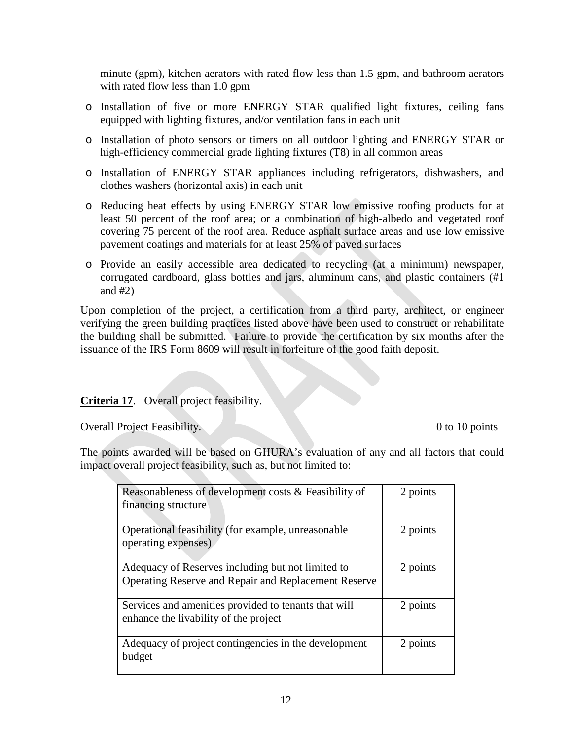minute (gpm), kitchen aerators with rated flow less than 1.5 gpm, and bathroom aerators with rated flow less than 1.0 gpm

- Installation of five or more ENERGY STAR qualified light fixtures, ceiling fans equipped with lighting fixtures, and/or ventilation fans in each unit
- Installation of photo sensors or timers on all outdoor lighting and ENERGY STAR or high-efficiency commercial grade lighting fixtures (T8) in all common areas
- Installation of ENERGY STAR appliances including refrigerators, dishwashers, and clothes washers (horizontal axis) in each unit
- Reducing heat effects by using ENERGY STAR low emissive roofing products for at least 50 percent of the roof area; or a combination of high-albedo and vegetated roof covering 75 percent of the roof area. Reduce asphalt surface areas and use low emissive pavement coatings and materials for at least 25% of paved surfaces
- Provide an easily accessible area dedicated to recycling (at a minimum) newspaper, corrugated cardboard, glass bottles and jars, aluminum cans, and plastic containers (#1 and #2)

Upon completion of the project, a certification from a third party, architect, or engineer verifying the green building practices listed above have been used to construct or rehabilitate the building shall be submitted. Failure to provide the certification by six months after the issuance of the IRS Form 8609 will result in forfeiture of the good faith deposit.

**Criteria 17**. Overall project feasibility.

Overall Project Feasibility. 0 to 10 points

The points awarded will be based on GHURA's evaluation of any and all factors that could impact overall project feasibility, such as, but not limited to:

| | |
|---|---|
| Reasonableness of development costs & Feasibility of financing structure | 2 points |
| Operational feasibility (for example, unreasonable operating expenses) | 2 points |
| Adequacy of Reserves including but not limited to Operating Reserve and Repair and Replacement Reserve | 2 points |
| Services and amenities provided to tenants that will enhance the livability of the project | 2 points |
| Adequacy of project contingencies in the development budget | 2 points |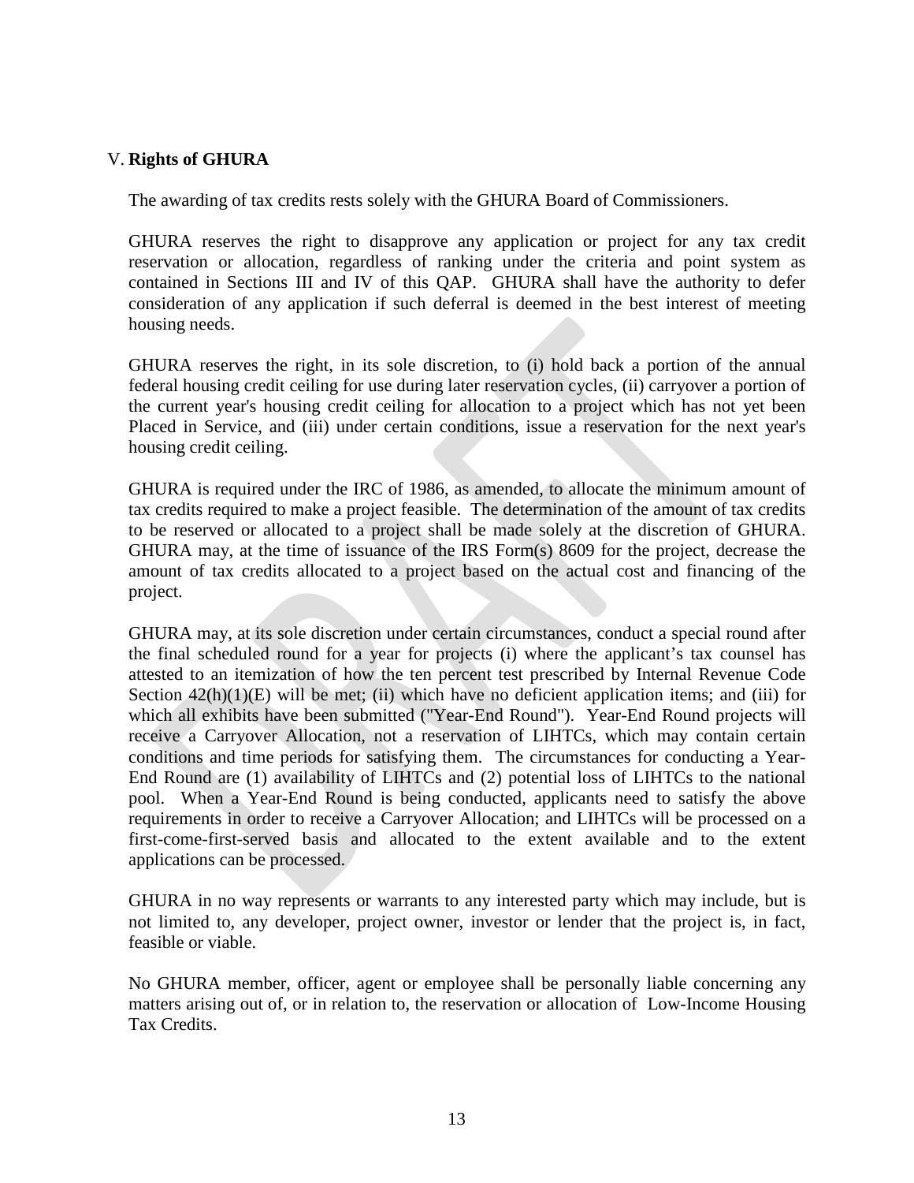## V. **Rights of GHURA**

The awarding of tax credits rests solely with the GHURA Board of Commissioners.

GHURA reserves the right to disapprove any application or project for any tax credit reservation or allocation, regardless of ranking under the criteria and point system as contained in Sections III and IV of this QAP. GHURA shall have the authority to defer consideration of any application if such deferral is deemed in the best interest of meeting housing needs.

GHURA reserves the right, in its sole discretion, to (i) hold back a portion of the annual federal housing credit ceiling for use during later reservation cycles, (ii) carryover a portion of the current year's housing credit ceiling for allocation to a project which has not yet been Placed in Service, and (iii) under certain conditions, issue a reservation for the next year's housing credit ceiling.

GHURA is required under the IRC of 1986, as amended, to allocate the minimum amount of tax credits required to make a project feasible. The determination of the amount of tax credits to be reserved or allocated to a project shall be made solely at the discretion of GHURA. GHURA may, at the time of issuance of the IRS Form(s) 8609 for the project, decrease the amount of tax credits allocated to a project based on the actual cost and financing of the project.

GHURA may, at its sole discretion under certain circumstances, conduct a special round after the final scheduled round for a year for projects (i) where the applicant's tax counsel has attested to an itemization of how the ten percent test prescribed by Internal Revenue Code Section 42(h)(1)(E) will be met; (ii) which have no deficient application items; and (iii) for which all exhibits have been submitted ("Year-End Round"). Year-End Round projects will receive a Carryover Allocation, not a reservation of LIHTCs, which may contain certain conditions and time periods for satisfying them. The circumstances for conducting a Year-End Round are (1) availability of LIHTCs and (2) potential loss of LIHTCs to the national pool. When a Year-End Round is being conducted, applicants need to satisfy the above requirements in order to receive a Carryover Allocation; and LIHTCs will be processed on a first-come-first-served basis and allocated to the extent available and to the extent applications can be processed.

GHURA in no way represents or warrants to any interested party which may include, but is not limited to, any developer, project owner, investor or lender that the project is, in fact, feasible or viable.

No GHURA member, officer, agent or employee shall be personally liable concerning any matters arising out of, or in relation to, the reservation or allocation of Low-Income Housing Tax Credits.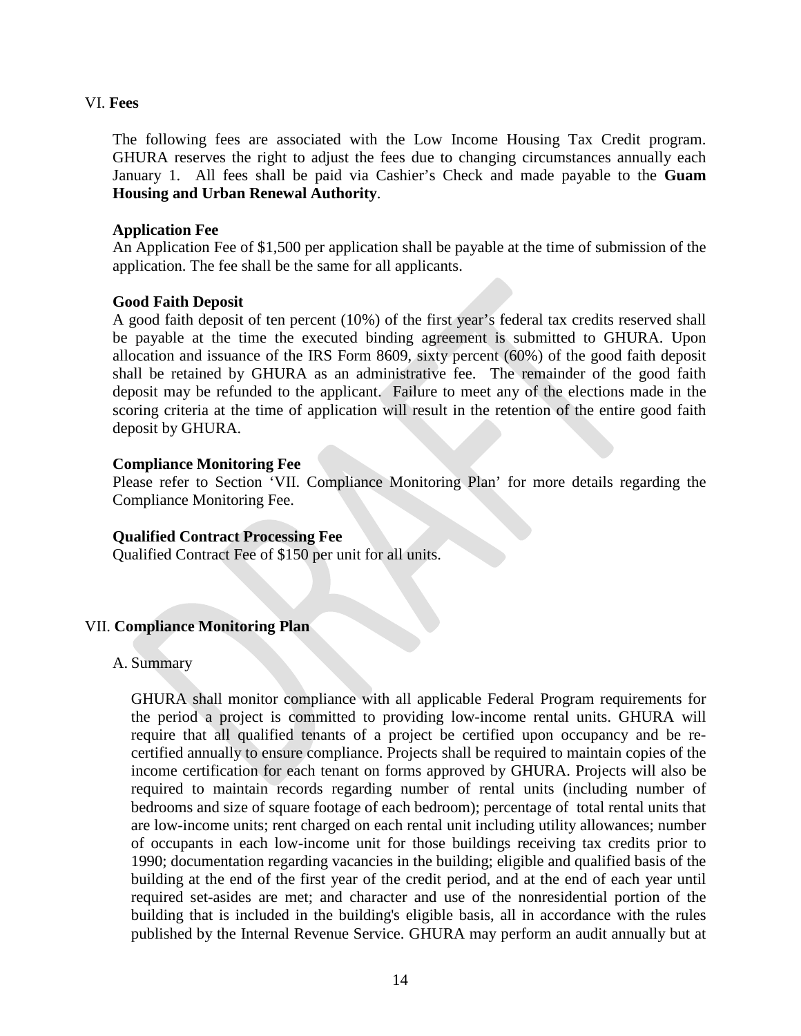## VI. **Fees**

The following fees are associated with the Low Income Housing Tax Credit program. GHURA reserves the right to adjust the fees due to changing circumstances annually each January 1. All fees shall be paid via Cashier's Check and made payable to the **Guam Housing and Urban Renewal Authority**.

**Application Fee**
An Application Fee of $1,500 per application shall be payable at the time of submission of the application. The fee shall be the same for all applicants.

**Good Faith Deposit**
A good faith deposit of ten percent (10%) of the first year's federal tax credits reserved shall be payable at the time the executed binding agreement is submitted to GHURA. Upon allocation and issuance of the IRS Form 8609, sixty percent (60%) of the good faith deposit shall be retained by GHURA as an administrative fee. The remainder of the good faith deposit may be refunded to the applicant. Failure to meet any of the elections made in the scoring criteria at the time of application will result in the retention of the entire good faith deposit by GHURA.

**Compliance Monitoring Fee**
Please refer to Section 'VII. Compliance Monitoring Plan' for more details regarding the Compliance Monitoring Fee.

**Qualified Contract Processing Fee**
Qualified Contract Fee of $150 per unit for all units.

## VII. **Compliance Monitoring Plan**

A. Summary

GHURA shall monitor compliance with all applicable Federal Program requirements for the period a project is committed to providing low-income rental units. GHURA will require that all qualified tenants of a project be certified upon occupancy and be re-certified annually to ensure compliance. Projects shall be required to maintain copies of the income certification for each tenant on forms approved by GHURA. Projects will also be required to maintain records regarding number of rental units (including number of bedrooms and size of square footage of each bedroom); percentage of total rental units that are low-income units; rent charged on each rental unit including utility allowances; number of occupants in each low-income unit for those buildings receiving tax credits prior to 1990; documentation regarding vacancies in the building; eligible and qualified basis of the building at the end of the first year of the credit period, and at the end of each year until required set-asides are met; and character and use of the nonresidential portion of the building that is included in the building's eligible basis, all in accordance with the rules published by the Internal Revenue Service. GHURA may perform an audit annually but at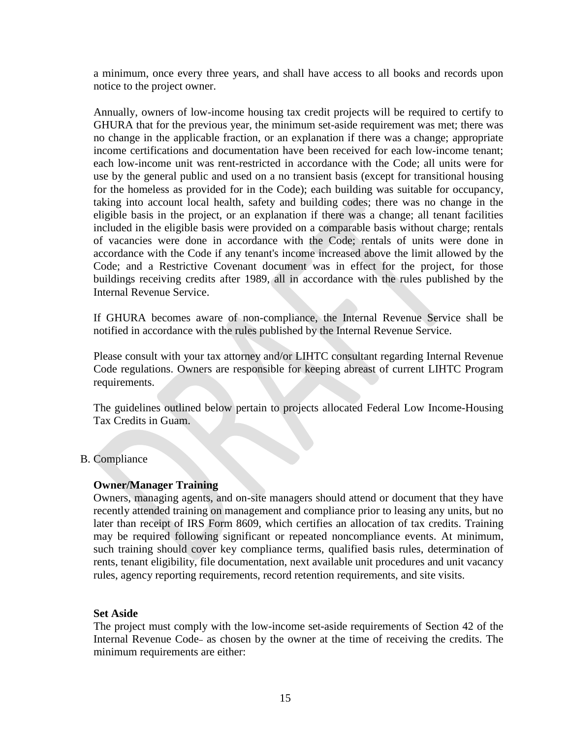a minimum, once every three years, and shall have access to all books and records upon notice to the project owner.

Annually, owners of low-income housing tax credit projects will be required to certify to GHURA that for the previous year, the minimum set-aside requirement was met; there was no change in the applicable fraction, or an explanation if there was a change; appropriate income certifications and documentation have been received for each low-income tenant; each low-income unit was rent-restricted in accordance with the Code; all units were for use by the general public and used on a no transient basis (except for transitional housing for the homeless as provided for in the Code); each building was suitable for occupancy, taking into account local health, safety and building codes; there was no change in the eligible basis in the project, or an explanation if there was a change; all tenant facilities included in the eligible basis were provided on a comparable basis without charge; rentals of vacancies were done in accordance with the Code; rentals of units were done in accordance with the Code if any tenant's income increased above the limit allowed by the Code; and a Restrictive Covenant document was in effect for the project, for those buildings receiving credits after 1989, all in accordance with the rules published by the Internal Revenue Service.

If GHURA becomes aware of non-compliance, the Internal Revenue Service shall be notified in accordance with the rules published by the Internal Revenue Service.

Please consult with your tax attorney and/or LIHTC consultant regarding Internal Revenue Code regulations. Owners are responsible for keeping abreast of current LIHTC Program requirements.

The guidelines outlined below pertain to projects allocated Federal Low Income-Housing Tax Credits in Guam.

B. Compliance

**Owner/Manager Training**
Owners, managing agents, and on-site managers should attend or document that they have recently attended training on management and compliance prior to leasing any units, but no later than receipt of IRS Form 8609, which certifies an allocation of tax credits. Training may be required following significant or repeated noncompliance events. At minimum, such training should cover key compliance terms, qualified basis rules, determination of rents, tenant eligibility, file documentation, next available unit procedures and unit vacancy rules, agency reporting requirements, record retention requirements, and site visits.

**Set Aside**
The project must comply with the low-income set-aside requirements of Section 42 of the Internal Revenue Code as chosen by the owner at the time of receiving the credits. The minimum requirements are either: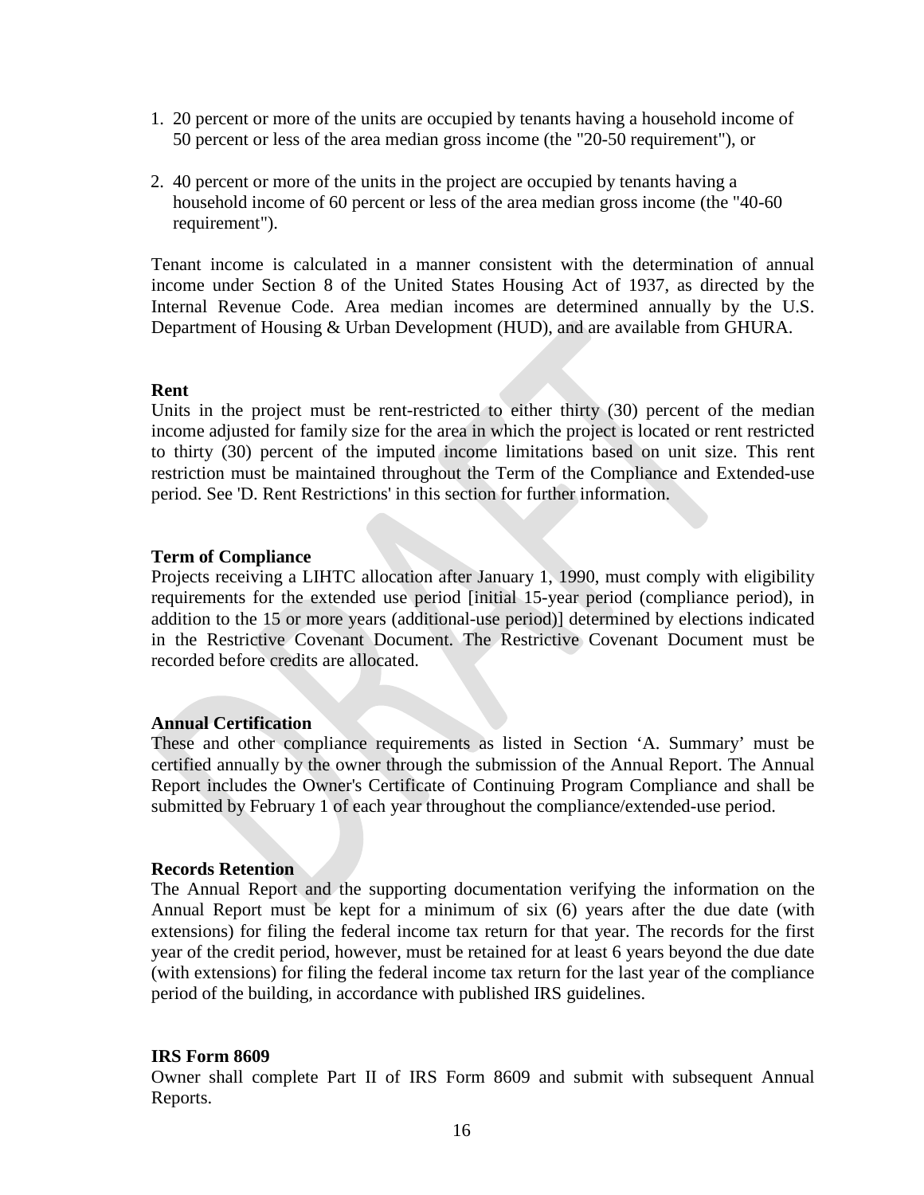1. 20 percent or more of the units are occupied by tenants having a household income of 50 percent or less of the area median gross income (the "20-50 requirement"), or

2. 40 percent or more of the units in the project are occupied by tenants having a household income of 60 percent or less of the area median gross income (the "40-60 requirement").

Tenant income is calculated in a manner consistent with the determination of annual income under Section 8 of the United States Housing Act of 1937, as directed by the Internal Revenue Code. Area median incomes are determined annually by the U.S. Department of Housing & Urban Development (HUD), and are available from GHURA.

**Rent**

Units in the project must be rent-restricted to either thirty (30) percent of the median income adjusted for family size for the area in which the project is located or rent restricted to thirty (30) percent of the imputed income limitations based on unit size. This rent restriction must be maintained throughout the Term of the Compliance and Extended-use period. See 'D. Rent Restrictions' in this section for further information.

**Term of Compliance**

Projects receiving a LIHTC allocation after January 1, 1990, must comply with eligibility requirements for the extended use period [initial 15-year period (compliance period), in addition to the 15 or more years (additional-use period)] determined by elections indicated in the Restrictive Covenant Document. The Restrictive Covenant Document must be recorded before credits are allocated.

**Annual Certification**

These and other compliance requirements as listed in Section 'A. Summary' must be certified annually by the owner through the submission of the Annual Report. The Annual Report includes the Owner's Certificate of Continuing Program Compliance and shall be submitted by February 1 of each year throughout the compliance/extended-use period.

**Records Retention**

The Annual Report and the supporting documentation verifying the information on the Annual Report must be kept for a minimum of six (6) years after the due date (with extensions) for filing the federal income tax return for that year. The records for the first year of the credit period, however, must be retained for at least 6 years beyond the due date (with extensions) for filing the federal income tax return for the last year of the compliance period of the building, in accordance with published IRS guidelines.

**IRS Form 8609**

Owner shall complete Part II of IRS Form 8609 and submit with subsequent Annual Reports.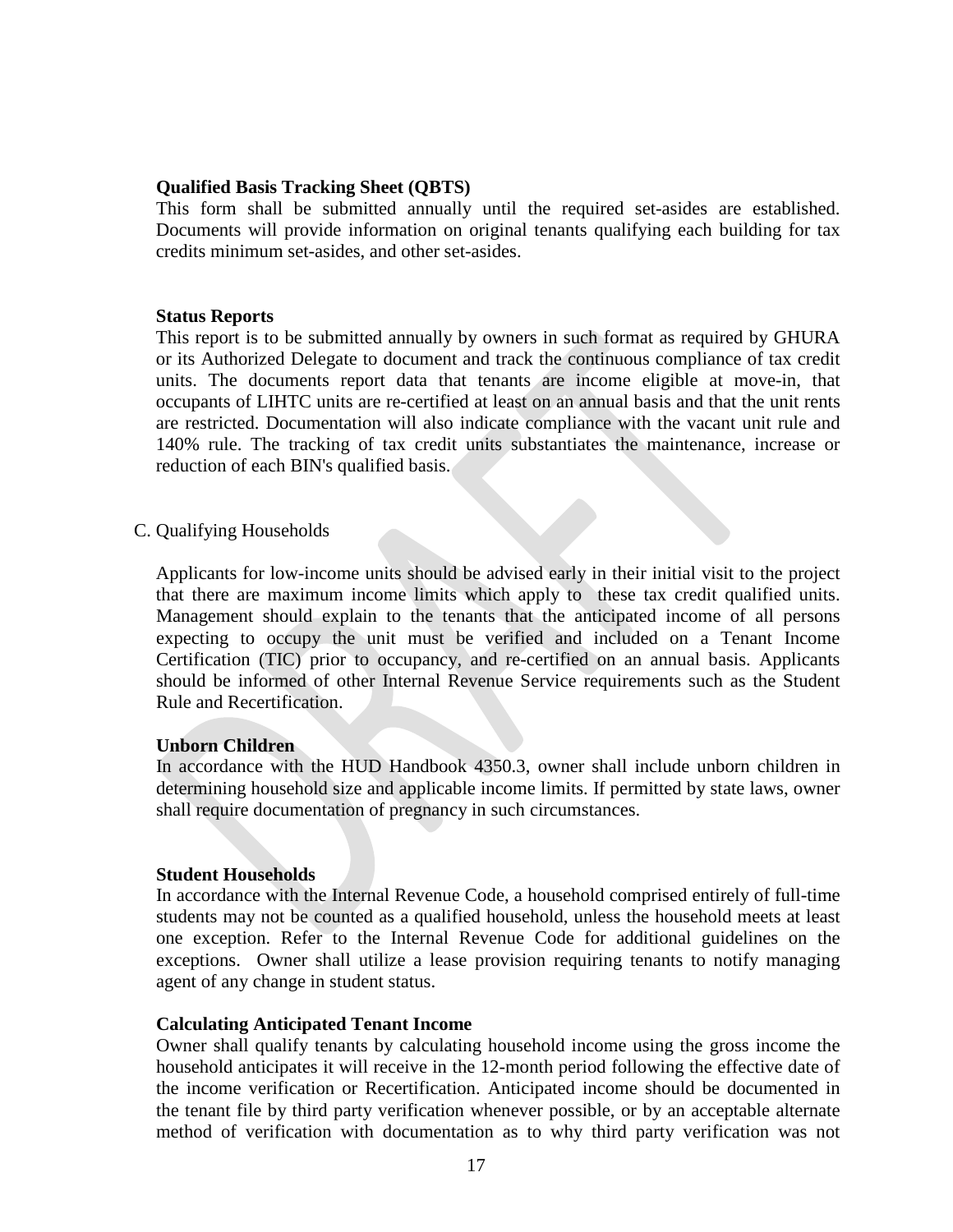**Qualified Basis Tracking Sheet (QBTS)**

This form shall be submitted annually until the required set-asides are established. Documents will provide information on original tenants qualifying each building for tax credits minimum set-asides, and other set-asides.

**Status Reports**

This report is to be submitted annually by owners in such format as required by GHURA or its Authorized Delegate to document and track the continuous compliance of tax credit units. The documents report data that tenants are income eligible at move-in, that occupants of LIHTC units are re-certified at least on an annual basis and that the unit rents are restricted. Documentation will also indicate compliance with the vacant unit rule and 140% rule. The tracking of tax credit units substantiates the maintenance, increase or reduction of each BIN's qualified basis.

C. Qualifying Households

Applicants for low-income units should be advised early in their initial visit to the project that there are maximum income limits which apply to these tax credit qualified units. Management should explain to the tenants that the anticipated income of all persons expecting to occupy the unit must be verified and included on a Tenant Income Certification (TIC) prior to occupancy, and re-certified on an annual basis. Applicants should be informed of other Internal Revenue Service requirements such as the Student Rule and Recertification.

**Unborn Children**

In accordance with the HUD Handbook 4350.3, owner shall include unborn children in determining household size and applicable income limits. If permitted by state laws, owner shall require documentation of pregnancy in such circumstances.

**Student Households**

In accordance with the Internal Revenue Code, a household comprised entirely of full-time students may not be counted as a qualified household, unless the household meets at least one exception. Refer to the Internal Revenue Code for additional guidelines on the exceptions. Owner shall utilize a lease provision requiring tenants to notify managing agent of any change in student status.

**Calculating Anticipated Tenant Income**

Owner shall qualify tenants by calculating household income using the gross income the household anticipates it will receive in the 12-month period following the effective date of the income verification or Recertification. Anticipated income should be documented in the tenant file by third party verification whenever possible, or by an acceptable alternate method of verification with documentation as to why third party verification was not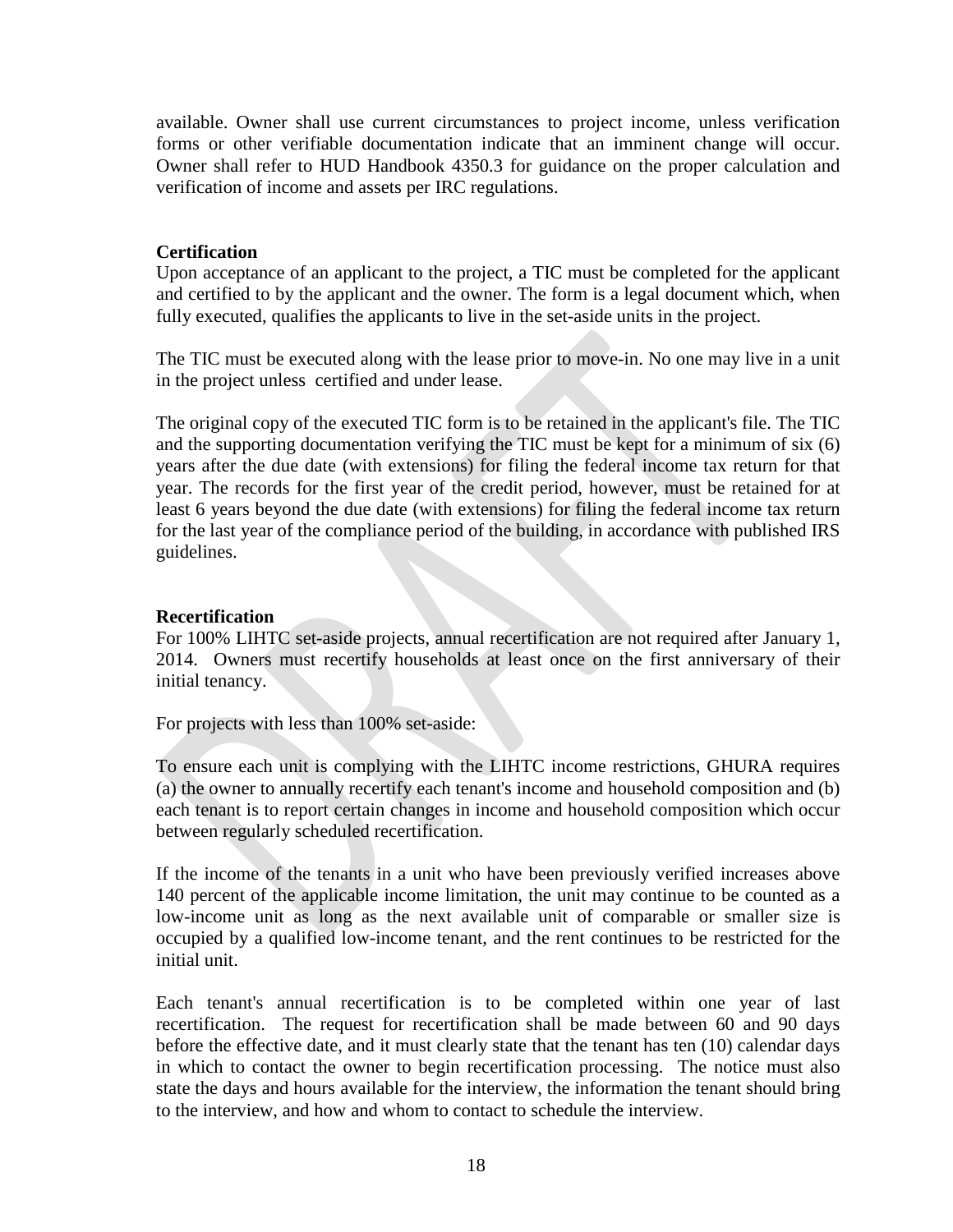available. Owner shall use current circumstances to project income, unless verification forms or other verifiable documentation indicate that an imminent change will occur. Owner shall refer to HUD Handbook 4350.3 for guidance on the proper calculation and verification of income and assets per IRC regulations.

**Certification**

Upon acceptance of an applicant to the project, a TIC must be completed for the applicant and certified to by the applicant and the owner. The form is a legal document which, when fully executed, qualifies the applicants to live in the set-aside units in the project.

The TIC must be executed along with the lease prior to move-in. No one may live in a unit in the project unless certified and under lease.

The original copy of the executed TIC form is to be retained in the applicant's file. The TIC and the supporting documentation verifying the TIC must be kept for a minimum of six (6) years after the due date (with extensions) for filing the federal income tax return for that year. The records for the first year of the credit period, however, must be retained for at least 6 years beyond the due date (with extensions) for filing the federal income tax return for the last year of the compliance period of the building, in accordance with published IRS guidelines.

**Recertification**

For 100% LIHTC set-aside projects, annual recertification are not required after January 1, 2014. Owners must recertify households at least once on the first anniversary of their initial tenancy.

For projects with less than 100% set-aside:

To ensure each unit is complying with the LIHTC income restrictions, GHURA requires (a) the owner to annually recertify each tenant's income and household composition and (b) each tenant is to report certain changes in income and household composition which occur between regularly scheduled recertification.

If the income of the tenants in a unit who have been previously verified increases above 140 percent of the applicable income limitation, the unit may continue to be counted as a low-income unit as long as the next available unit of comparable or smaller size is occupied by a qualified low-income tenant, and the rent continues to be restricted for the initial unit.

Each tenant's annual recertification is to be completed within one year of last recertification. The request for recertification shall be made between 60 and 90 days before the effective date, and it must clearly state that the tenant has ten (10) calendar days in which to contact the owner to begin recertification processing. The notice must also state the days and hours available for the interview, the information the tenant should bring to the interview, and how and whom to contact to schedule the interview.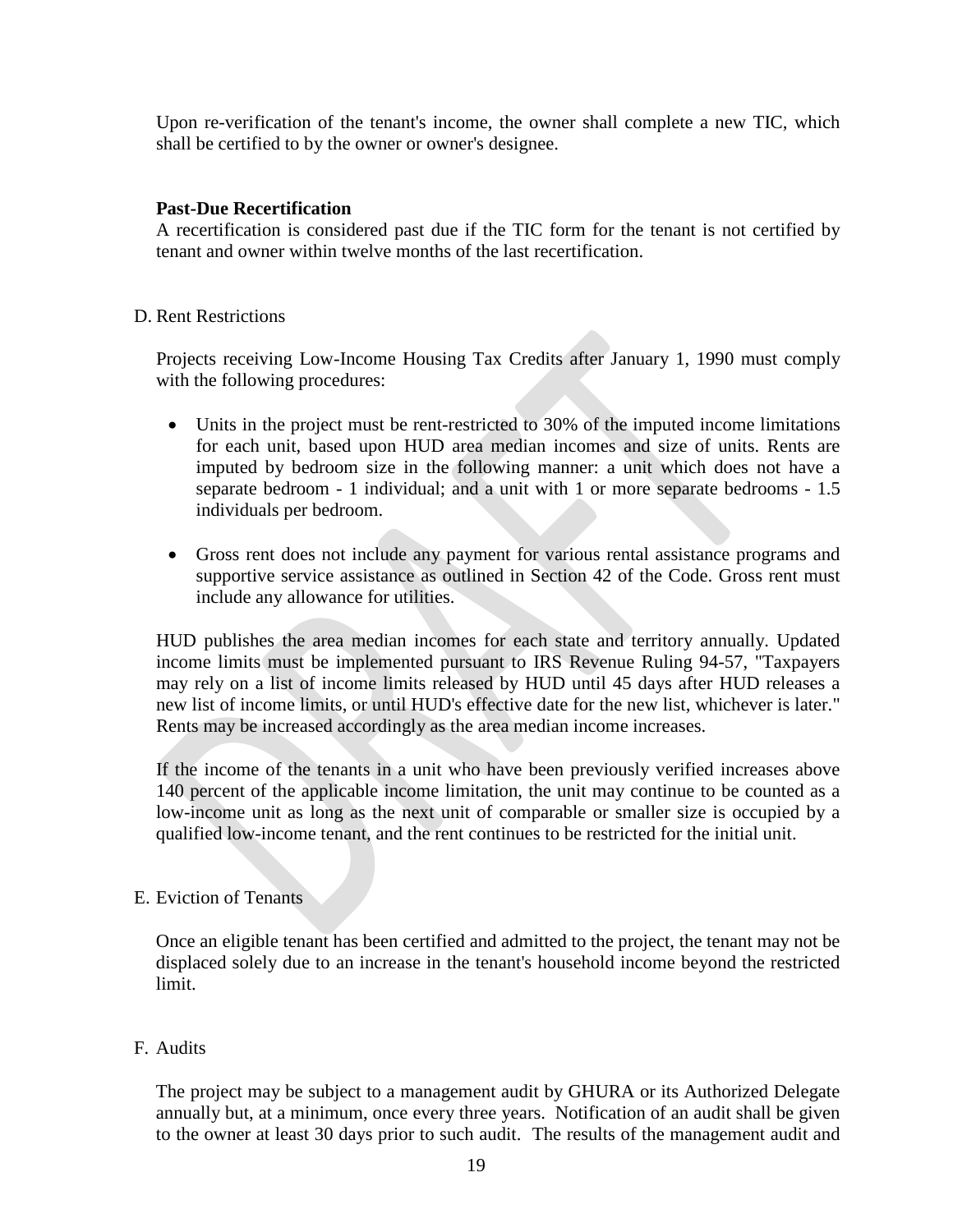Upon re-verification of the tenant's income, the owner shall complete a new TIC, which shall be certified to by the owner or owner's designee.

**Past-Due Recertification**

A recertification is considered past due if the TIC form for the tenant is not certified by tenant and owner within twelve months of the last recertification.

D. Rent Restrictions

Projects receiving Low-Income Housing Tax Credits after January 1, 1990 must comply with the following procedures:

- Units in the project must be rent-restricted to 30% of the imputed income limitations for each unit, based upon HUD area median incomes and size of units. Rents are imputed by bedroom size in the following manner: a unit which does not have a separate bedroom - 1 individual; and a unit with 1 or more separate bedrooms - 1.5 individuals per bedroom.

- Gross rent does not include any payment for various rental assistance programs and supportive service assistance as outlined in Section 42 of the Code. Gross rent must include any allowance for utilities.

HUD publishes the area median incomes for each state and territory annually. Updated income limits must be implemented pursuant to IRS Revenue Ruling 94-57, "Taxpayers may rely on a list of income limits released by HUD until 45 days after HUD releases a new list of income limits, or until HUD's effective date for the new list, whichever is later." Rents may be increased accordingly as the area median income increases.

If the income of the tenants in a unit who have been previously verified increases above 140 percent of the applicable income limitation, the unit may continue to be counted as a low-income unit as long as the next unit of comparable or smaller size is occupied by a qualified low-income tenant, and the rent continues to be restricted for the initial unit.

E. Eviction of Tenants

Once an eligible tenant has been certified and admitted to the project, the tenant may not be displaced solely due to an increase in the tenant's household income beyond the restricted limit.

F. Audits

The project may be subject to a management audit by GHURA or its Authorized Delegate annually but, at a minimum, once every three years. Notification of an audit shall be given to the owner at least 30 days prior to such audit. The results of the management audit and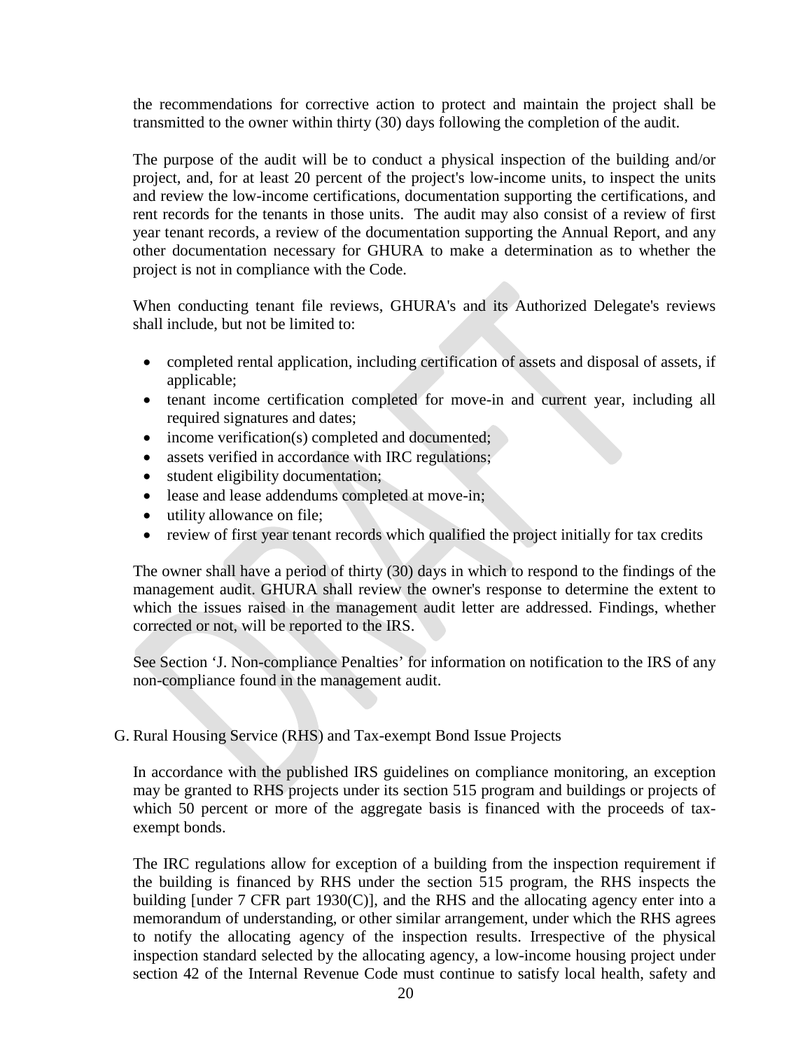the recommendations for corrective action to protect and maintain the project shall be transmitted to the owner within thirty (30) days following the completion of the audit.

The purpose of the audit will be to conduct a physical inspection of the building and/or project, and, for at least 20 percent of the project's low-income units, to inspect the units and review the low-income certifications, documentation supporting the certifications, and rent records for the tenants in those units. The audit may also consist of a review of first year tenant records, a review of the documentation supporting the Annual Report, and any other documentation necessary for GHURA to make a determination as to whether the project is not in compliance with the Code.

When conducting tenant file reviews, GHURA's and its Authorized Delegate's reviews shall include, but not be limited to:

- completed rental application, including certification of assets and disposal of assets, if applicable;
- tenant income certification completed for move-in and current year, including all required signatures and dates;
- income verification(s) completed and documented;
- assets verified in accordance with IRC regulations;
- student eligibility documentation;
- lease and lease addendums completed at move-in;
- utility allowance on file;
- review of first year tenant records which qualified the project initially for tax credits

The owner shall have a period of thirty (30) days in which to respond to the findings of the management audit. GHURA shall review the owner's response to determine the extent to which the issues raised in the management audit letter are addressed. Findings, whether corrected or not, will be reported to the IRS.

See Section 'J. Non-compliance Penalties' for information on notification to the IRS of any non-compliance found in the management audit.

G. Rural Housing Service (RHS) and Tax-exempt Bond Issue Projects

In accordance with the published IRS guidelines on compliance monitoring, an exception may be granted to RHS projects under its section 515 program and buildings or projects of which 50 percent or more of the aggregate basis is financed with the proceeds of tax-exempt bonds.

The IRC regulations allow for exception of a building from the inspection requirement if the building is financed by RHS under the section 515 program, the RHS inspects the building [under 7 CFR part 1930(C)], and the RHS and the allocating agency enter into a memorandum of understanding, or other similar arrangement, under which the RHS agrees to notify the allocating agency of the inspection results. Irrespective of the physical inspection standard selected by the allocating agency, a low-income housing project under section 42 of the Internal Revenue Code must continue to satisfy local health, safety and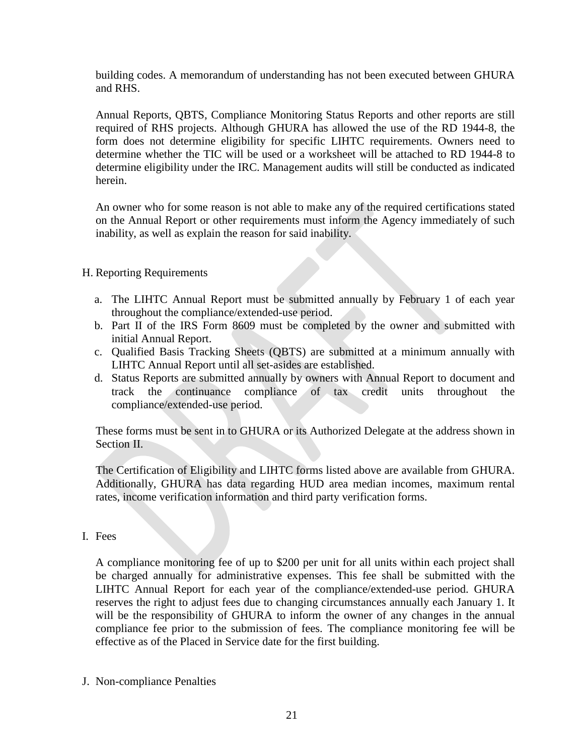building codes. A memorandum of understanding has not been executed between GHURA and RHS.

Annual Reports, QBTS, Compliance Monitoring Status Reports and other reports are still required of RHS projects. Although GHURA has allowed the use of the RD 1944-8, the form does not determine eligibility for specific LIHTC requirements. Owners need to determine whether the TIC will be used or a worksheet will be attached to RD 1944-8 to determine eligibility under the IRC. Management audits will still be conducted as indicated herein.

An owner who for some reason is not able to make any of the required certifications stated on the Annual Report or other requirements must inform the Agency immediately of such inability, as well as explain the reason for said inability.

## H. Reporting Requirements

a. The LIHTC Annual Report must be submitted annually by February 1 of each year throughout the compliance/extended-use period.
b. Part II of the IRS Form 8609 must be completed by the owner and submitted with initial Annual Report.
c. Qualified Basis Tracking Sheets (QBTS) are submitted at a minimum annually with LIHTC Annual Report until all set-asides are established.
d. Status Reports are submitted annually by owners with Annual Report to document and track the continuance compliance of tax credit units throughout the compliance/extended-use period.

These forms must be sent in to GHURA or its Authorized Delegate at the address shown in Section II.

The Certification of Eligibility and LIHTC forms listed above are available from GHURA. Additionally, GHURA has data regarding HUD area median incomes, maximum rental rates, income verification information and third party verification forms.

## I. Fees

A compliance monitoring fee of up to $200 per unit for all units within each project shall be charged annually for administrative expenses. This fee shall be submitted with the LIHTC Annual Report for each year of the compliance/extended-use period. GHURA reserves the right to adjust fees due to changing circumstances annually each January 1. It will be the responsibility of GHURA to inform the owner of any changes in the annual compliance fee prior to the submission of fees. The compliance monitoring fee will be effective as of the Placed in Service date for the first building.

## J. Non-compliance Penalties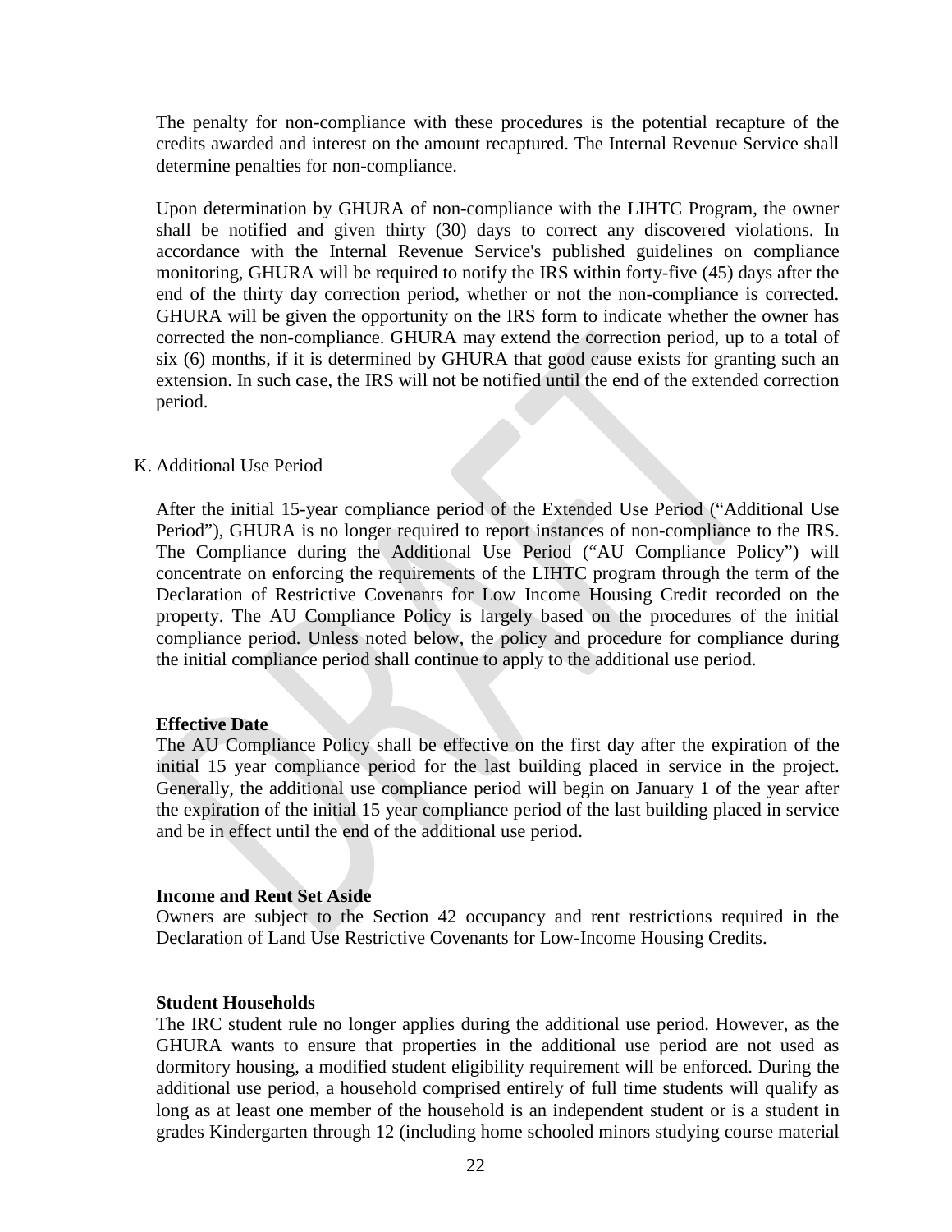The penalty for non-compliance with these procedures is the potential recapture of the credits awarded and interest on the amount recaptured. The Internal Revenue Service shall determine penalties for non-compliance.

Upon determination by GHURA of non-compliance with the LIHTC Program, the owner shall be notified and given thirty (30) days to correct any discovered violations. In accordance with the Internal Revenue Service's published guidelines on compliance monitoring, GHURA will be required to notify the IRS within forty-five (45) days after the end of the thirty day correction period, whether or not the non-compliance is corrected. GHURA will be given the opportunity on the IRS form to indicate whether the owner has corrected the non-compliance. GHURA may extend the correction period, up to a total of six (6) months, if it is determined by GHURA that good cause exists for granting such an extension. In such case, the IRS will not be notified until the end of the extended correction period.

K. Additional Use Period

After the initial 15-year compliance period of the Extended Use Period ("Additional Use Period"), GHURA is no longer required to report instances of non-compliance to the IRS. The Compliance during the Additional Use Period ("AU Compliance Policy") will concentrate on enforcing the requirements of the LIHTC program through the term of the Declaration of Restrictive Covenants for Low Income Housing Credit recorded on the property. The AU Compliance Policy is largely based on the procedures of the initial compliance period. Unless noted below, the policy and procedure for compliance during the initial compliance period shall continue to apply to the additional use period.

**Effective Date**

The AU Compliance Policy shall be effective on the first day after the expiration of the initial 15 year compliance period for the last building placed in service in the project. Generally, the additional use compliance period will begin on January 1 of the year after the expiration of the initial 15 year compliance period of the last building placed in service and be in effect until the end of the additional use period.

**Income and Rent Set Aside**

Owners are subject to the Section 42 occupancy and rent restrictions required in the Declaration of Land Use Restrictive Covenants for Low-Income Housing Credits.

**Student Households**

The IRC student rule no longer applies during the additional use period. However, as the GHURA wants to ensure that properties in the additional use period are not used as dormitory housing, a modified student eligibility requirement will be enforced. During the additional use period, a household comprised entirely of full time students will qualify as long as at least one member of the household is an independent student or is a student in grades Kindergarten through 12 (including home schooled minors studying course material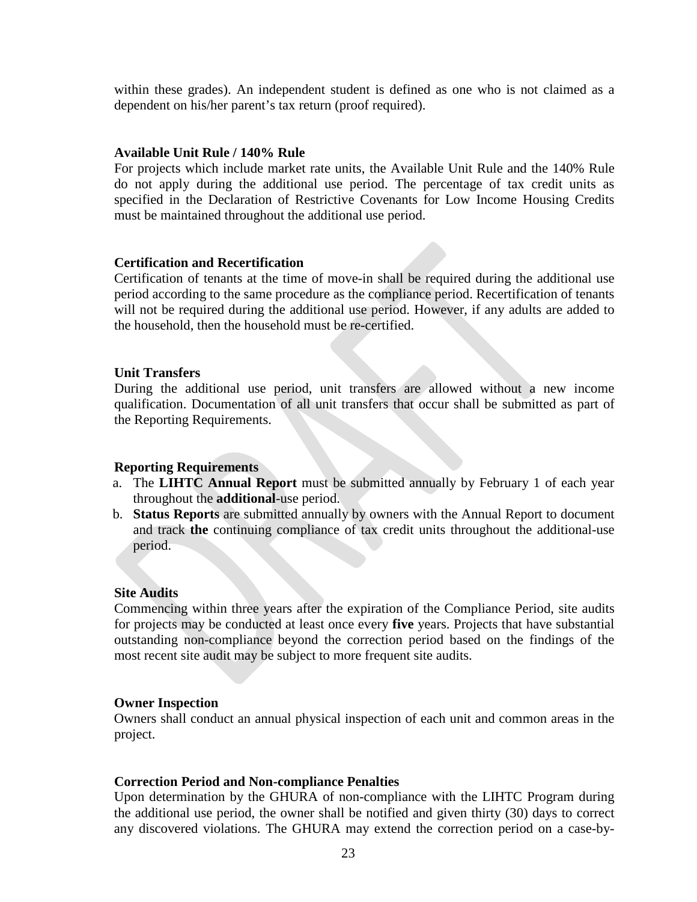within these grades). An independent student is defined as one who is not claimed as a dependent on his/her parent's tax return (proof required).

**Available Unit Rule / 140% Rule**

For projects which include market rate units, the Available Unit Rule and the 140% Rule do not apply during the additional use period. The percentage of tax credit units as specified in the Declaration of Restrictive Covenants for Low Income Housing Credits must be maintained throughout the additional use period.

**Certification and Recertification**

Certification of tenants at the time of move-in shall be required during the additional use period according to the same procedure as the compliance period. Recertification of tenants will not be required during the additional use period. However, if any adults are added to the household, then the household must be re-certified.

**Unit Transfers**

During the additional use period, unit transfers are allowed without a new income qualification. Documentation of all unit transfers that occur shall be submitted as part of the Reporting Requirements.

**Reporting Requirements**

a. The **LIHTC Annual Report** must be submitted annually by February 1 of each year throughout the **additional**-use period.
b. **Status Reports** are submitted annually by owners with the Annual Report to document and track **the** continuing compliance of tax credit units throughout the additional-use period.

**Site Audits**

Commencing within three years after the expiration of the Compliance Period, site audits for projects may be conducted at least once every **five** years. Projects that have substantial outstanding non-compliance beyond the correction period based on the findings of the most recent site audit may be subject to more frequent site audits.

**Owner Inspection**

Owners shall conduct an annual physical inspection of each unit and common areas in the project.

**Correction Period and Non-compliance Penalties**

Upon determination by the GHURA of non-compliance with the LIHTC Program during the additional use period, the owner shall be notified and given thirty (30) days to correct any discovered violations. The GHURA may extend the correction period on a case-by-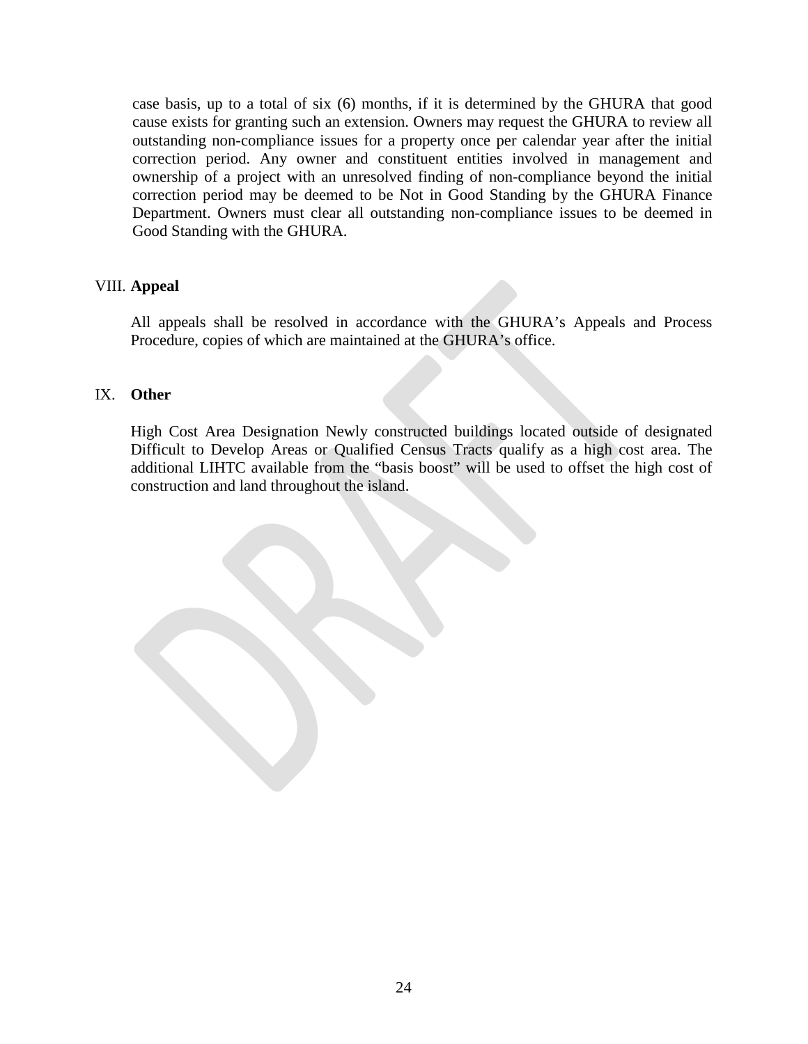case basis, up to a total of six (6) months, if it is determined by the GHURA that good cause exists for granting such an extension. Owners may request the GHURA to review all outstanding non-compliance issues for a property once per calendar year after the initial correction period. Any owner and constituent entities involved in management and ownership of a project with an unresolved finding of non-compliance beyond the initial correction period may be deemed to be Not in Good Standing by the GHURA Finance Department. Owners must clear all outstanding non-compliance issues to be deemed in Good Standing with the GHURA.

## VIII. **Appeal**

All appeals shall be resolved in accordance with the GHURA's Appeals and Process Procedure, copies of which are maintained at the GHURA's office.

## IX. **Other**

High Cost Area Designation Newly constructed buildings located outside of designated Difficult to Develop Areas or Qualified Census Tracts qualify as a high cost area. The additional LIHTC available from the "basis boost" will be used to offset the high cost of construction and land throughout the island.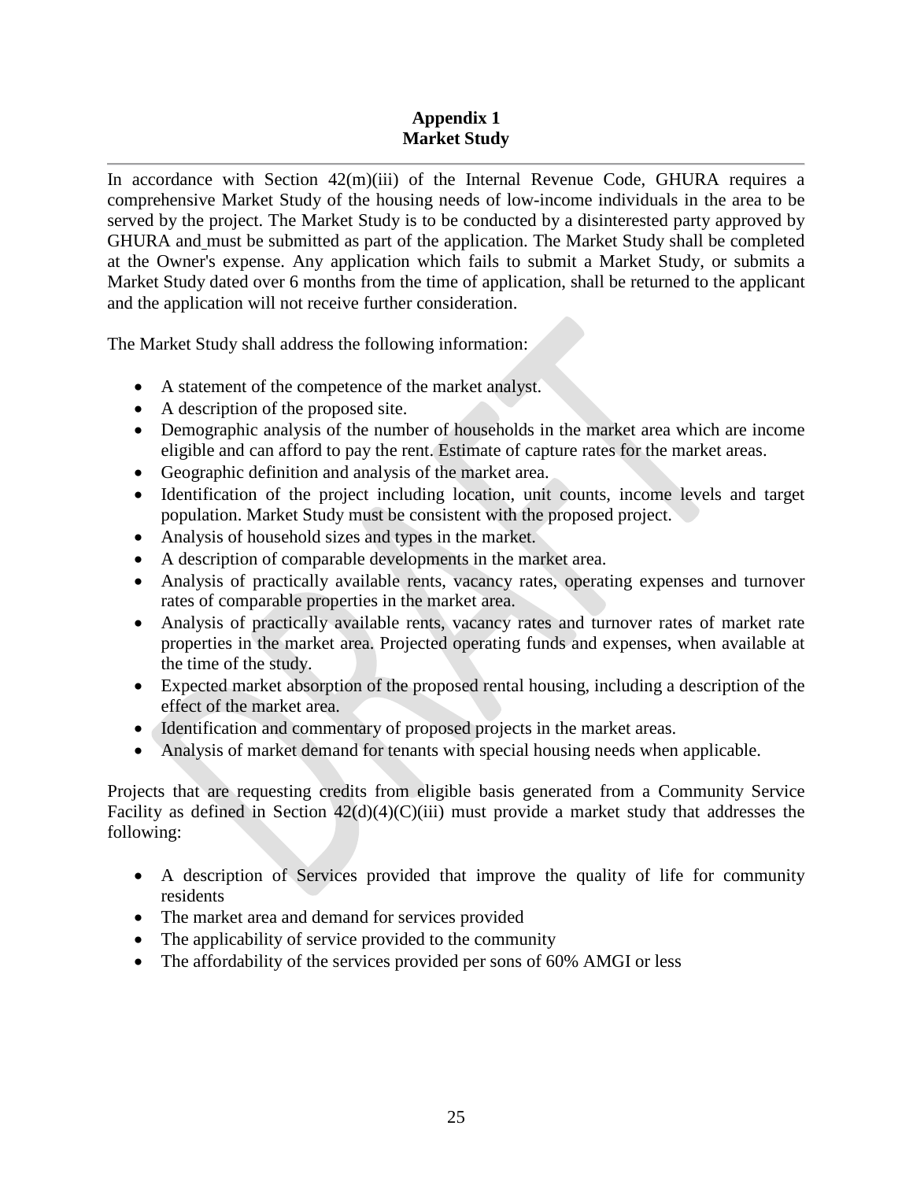# Appendix 1
# Market Study

In accordance with Section 42(m)(iii) of the Internal Revenue Code, GHURA requires a comprehensive Market Study of the housing needs of low-income individuals in the area to be served by the project. The Market Study is to be conducted by a disinterested party approved by GHURA and must be submitted as part of the application. The Market Study shall be completed at the Owner's expense. Any application which fails to submit a Market Study, or submits a Market Study dated over 6 months from the time of application, shall be returned to the applicant and the application will not receive further consideration.

The Market Study shall address the following information:

- A statement of the competence of the market analyst.
- A description of the proposed site.
- Demographic analysis of the number of households in the market area which are income eligible and can afford to pay the rent. Estimate of capture rates for the market areas.
- Geographic definition and analysis of the market area.
- Identification of the project including location, unit counts, income levels and target population. Market Study must be consistent with the proposed project.
- Analysis of household sizes and types in the market.
- A description of comparable developments in the market area.
- Analysis of practically available rents, vacancy rates, operating expenses and turnover rates of comparable properties in the market area.
- Analysis of practically available rents, vacancy rates and turnover rates of market rate properties in the market area. Projected operating funds and expenses, when available at the time of the study.
- Expected market absorption of the proposed rental housing, including a description of the effect of the market area.
- Identification and commentary of proposed projects in the market areas.
- Analysis of market demand for tenants with special housing needs when applicable.

Projects that are requesting credits from eligible basis generated from a Community Service Facility as defined in Section 42(d)(4)(C)(iii) must provide a market study that addresses the following:

- A description of Services provided that improve the quality of life for community residents
- The market area and demand for services provided
- The applicability of service provided to the community
- The affordability of the services provided per sons of 60% AMGI or less